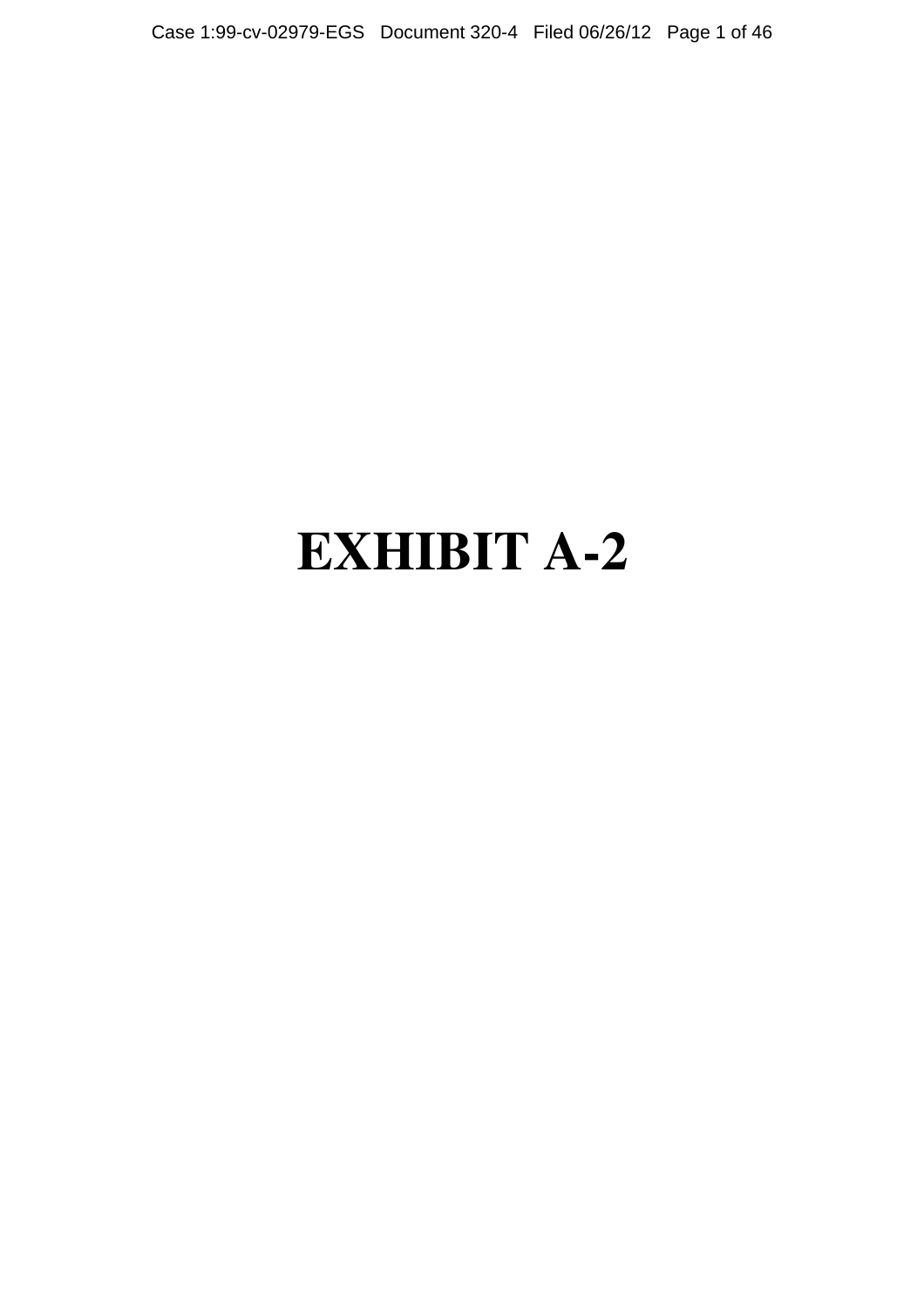# EXHIBIT A-2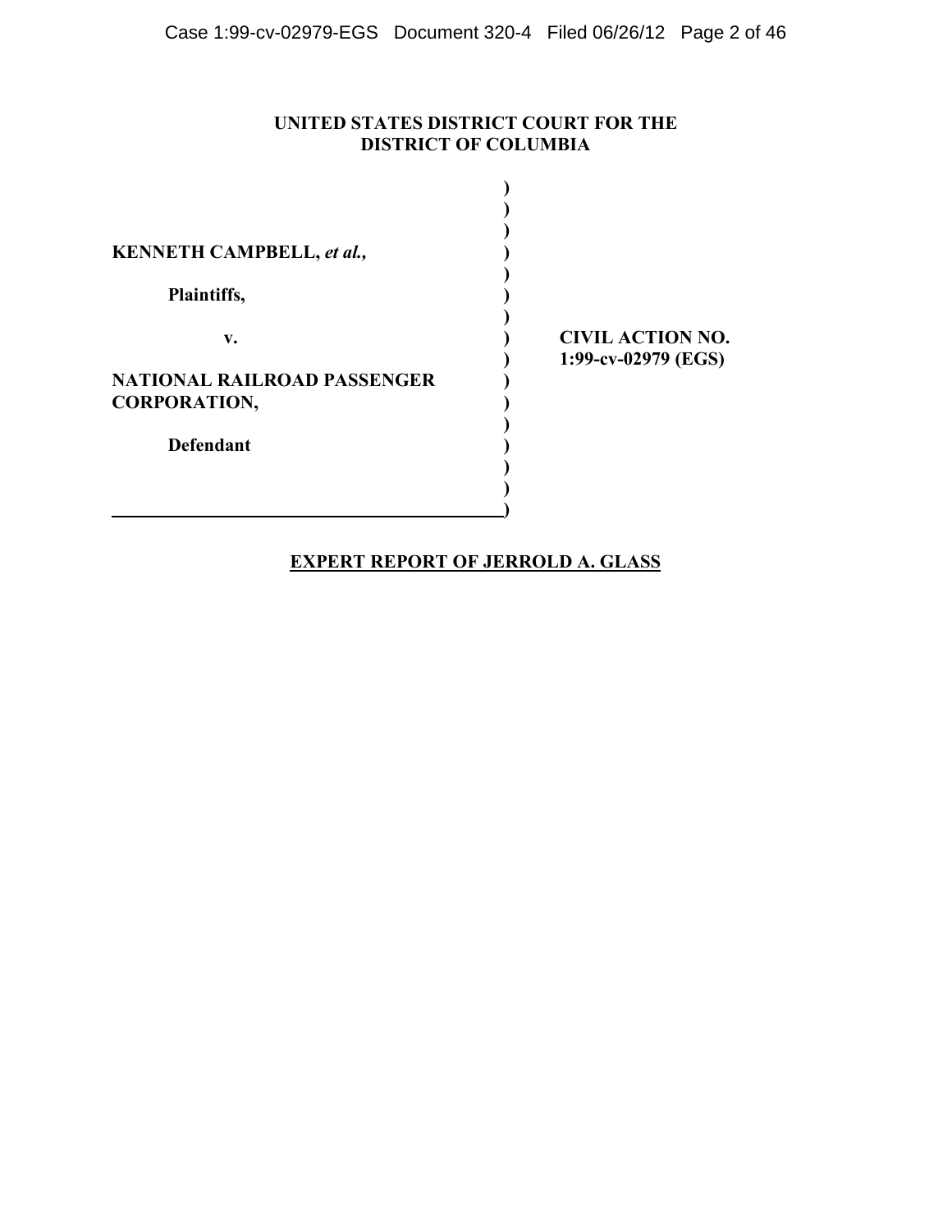**UNITED STATES DISTRICT COURT FOR THE DISTRICT OF COLUMBIA**

| | |
|---|---|
| **KENNETH CAMPBELL, *et al.*,**<br><br>**Plaintiffs,**<br><br>**v.**<br><br>**NATIONAL RAILROAD PASSENGER CORPORATION,**<br><br>**Defendant** | **CIVIL ACTION NO. 1:99-cv-02979 (EGS)** |

**EXPERT REPORT OF JERROLD A. GLASS**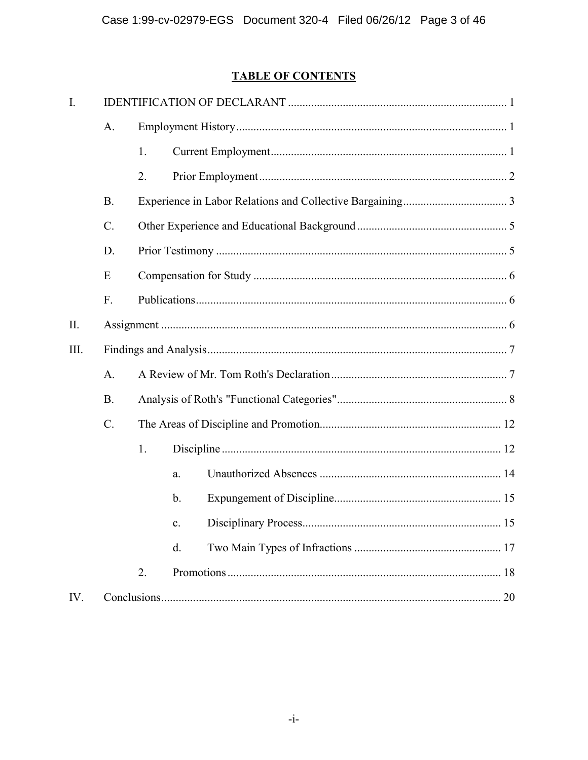# TABLE OF CONTENTS

I. IDENTIFICATION OF DECLARANT ........................................................................... 1

  A. Employment History ............................................................................................. 1

    1. Current Employment ................................................................................. 1

    2. Prior Employment ..................................................................................... 2

  B. Experience in Labor Relations and Collective Bargaining .................................... 3

  C. Other Experience and Educational Background .................................................... 5

  D. Prior Testimony ..................................................................................................... 5

  E Compensation for Study ........................................................................................ 6

  F. Publications ............................................................................................................ 6

II. Assignment ....................................................................................................................... 6

III. Findings and Analysis ....................................................................................................... 7

  A. A Review of Mr. Tom Roth's Declaration ............................................................ 7

  B. Analysis of Roth's "Functional Categories" ........................................................... 8

  C. The Areas of Discipline and Promotion ............................................................... 12

    1. Discipline ................................................................................................ 12

      a. Unauthorized Absences ............................................................... 14

      b. Expungement of Discipline .......................................................... 15

      c. Disciplinary Process ..................................................................... 15

      d. Two Main Types of Infractions ................................................... 17

    2. Promotions .............................................................................................. 18

IV. Conclusions ..................................................................................................................... 20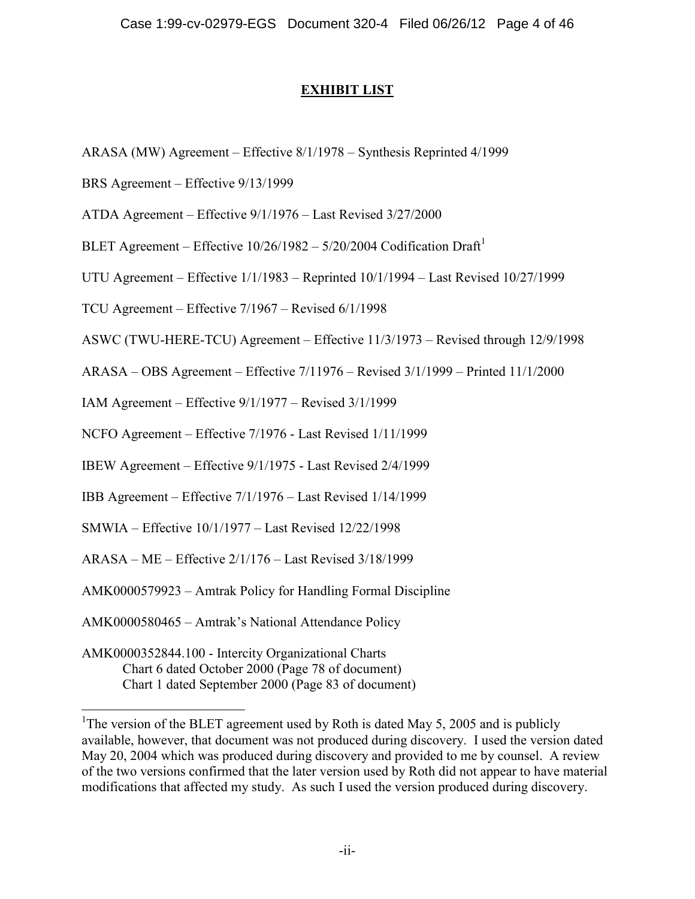## EXHIBIT LIST

ARASA (MW) Agreement – Effective 8/1/1978 – Synthesis Reprinted 4/1999

BRS Agreement – Effective 9/13/1999

ATDA Agreement – Effective 9/1/1976 – Last Revised 3/27/2000

BLET Agreement – Effective 10/26/1982 – 5/20/2004 Codification Draft[1]

UTU Agreement – Effective 1/1/1983 – Reprinted 10/1/1994 – Last Revised 10/27/1999

TCU Agreement – Effective 7/1967 – Revised 6/1/1998

ASWC (TWU-HERE-TCU) Agreement – Effective 11/3/1973 – Revised through 12/9/1998

ARASA – OBS Agreement – Effective 7/11976 – Revised 3/1/1999 – Printed 11/1/2000

IAM Agreement – Effective 9/1/1977 – Revised 3/1/1999

NCFO Agreement – Effective 7/1976 - Last Revised 1/11/1999

IBEW Agreement – Effective 9/1/1975 - Last Revised 2/4/1999

IBB Agreement – Effective 7/1/1976 – Last Revised 1/14/1999

SMWIA – Effective 10/1/1977 – Last Revised 12/22/1998

ARASA – ME – Effective 2/1/176 – Last Revised 3/18/1999

AMK0000579923 – Amtrak Policy for Handling Formal Discipline

AMK0000580465 – Amtrak's National Attendance Policy

AMK0000352844.100 - Intercity Organizational Charts
- Chart 6 dated October 2000 (Page 78 of document)
- Chart 1 dated September 2000 (Page 83 of document)

---

[1]The version of the BLET agreement used by Roth is dated May 5, 2005 and is publicly available, however, that document was not produced during discovery. I used the version dated May 20, 2004 which was produced during discovery and provided to me by counsel. A review of the two versions confirmed that the later version used by Roth did not appear to have material modifications that affected my study. As such I used the version produced during discovery.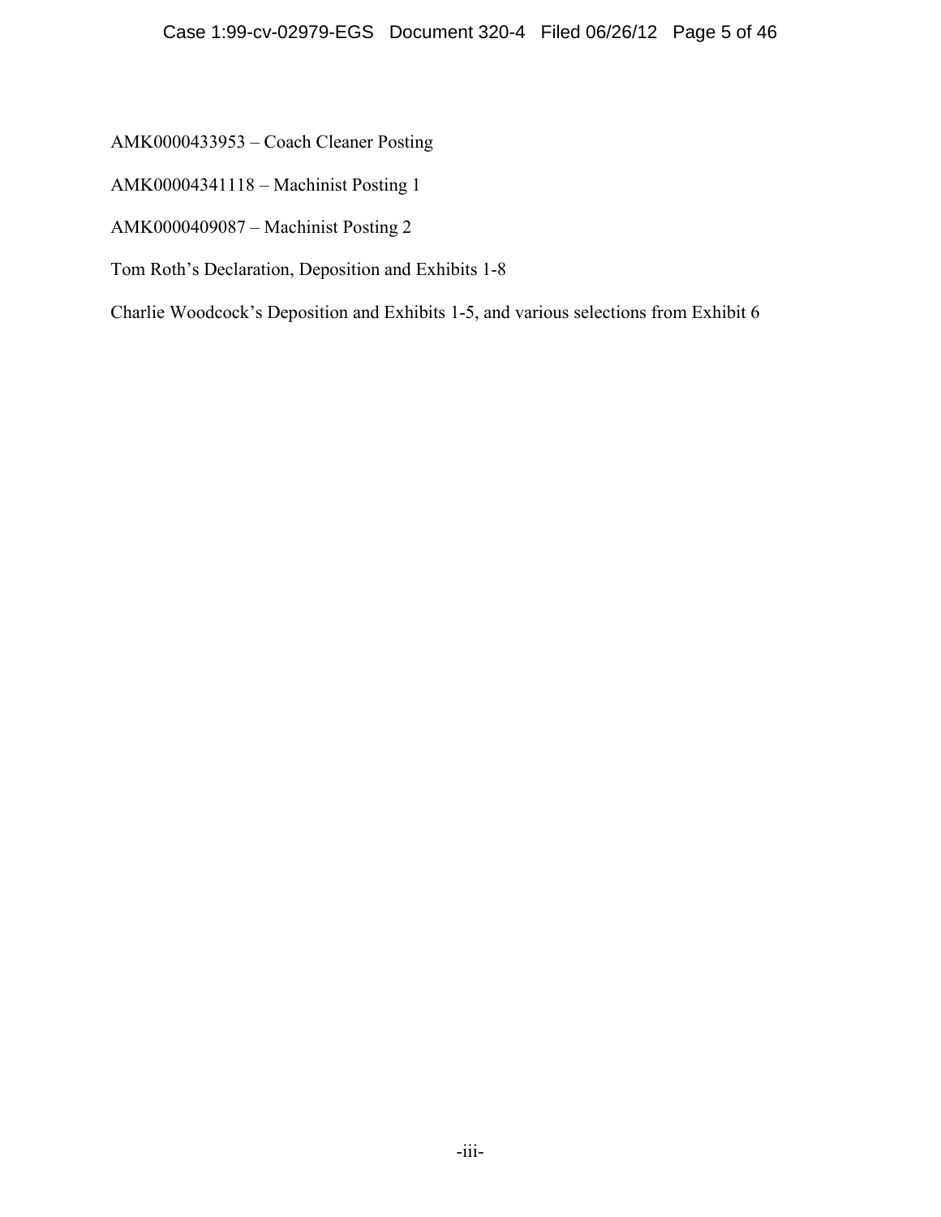AMK0000433953 – Coach Cleaner Posting

AMK00004341118 – Machinist Posting 1

AMK0000409087 – Machinist Posting 2

Tom Roth's Declaration, Deposition and Exhibits 1-8

Charlie Woodcock's Deposition and Exhibits 1-5, and various selections from Exhibit 6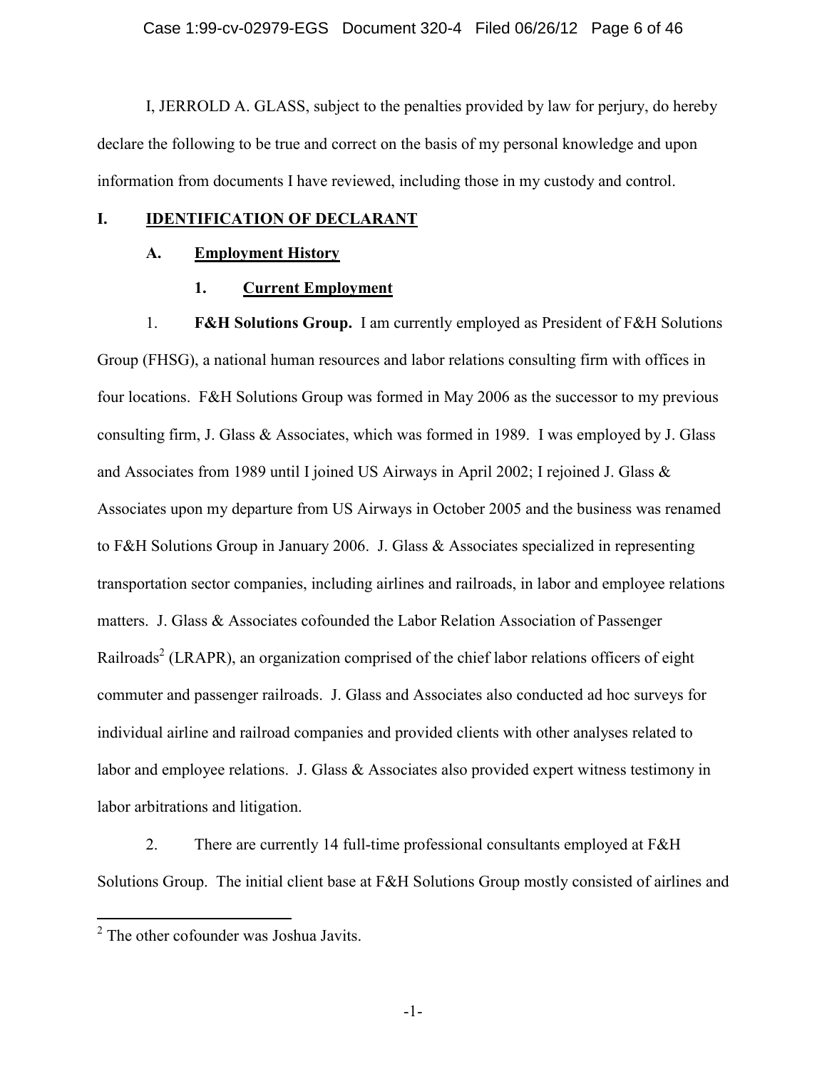I, JERROLD A. GLASS, subject to the penalties provided by law for perjury, do hereby declare the following to be true and correct on the basis of my personal knowledge and upon information from documents I have reviewed, including those in my custody and control.

## I. IDENTIFICATION OF DECLARANT

### A. Employment History

#### 1. Current Employment

1. **F&H Solutions Group.** I am currently employed as President of F&H Solutions Group (FHSG), a national human resources and labor relations consulting firm with offices in four locations. F&H Solutions Group was formed in May 2006 as the successor to my previous consulting firm, J. Glass & Associates, which was formed in 1989. I was employed by J. Glass and Associates from 1989 until I joined US Airways in April 2002; I rejoined J. Glass & Associates upon my departure from US Airways in October 2005 and the business was renamed to F&H Solutions Group in January 2006. J. Glass & Associates specialized in representing transportation sector companies, including airlines and railroads, in labor and employee relations matters. J. Glass & Associates cofounded the Labor Relation Association of Passenger Railroads[2] (LRAPR), an organization comprised of the chief labor relations officers of eight commuter and passenger railroads. J. Glass and Associates also conducted ad hoc surveys for individual airline and railroad companies and provided clients with other analyses related to labor and employee relations. J. Glass & Associates also provided expert witness testimony in labor arbitrations and litigation.

2. There are currently 14 full-time professional consultants employed at F&H Solutions Group. The initial client base at F&H Solutions Group mostly consisted of airlines and

---

[2] The other cofounder was Joshua Javits.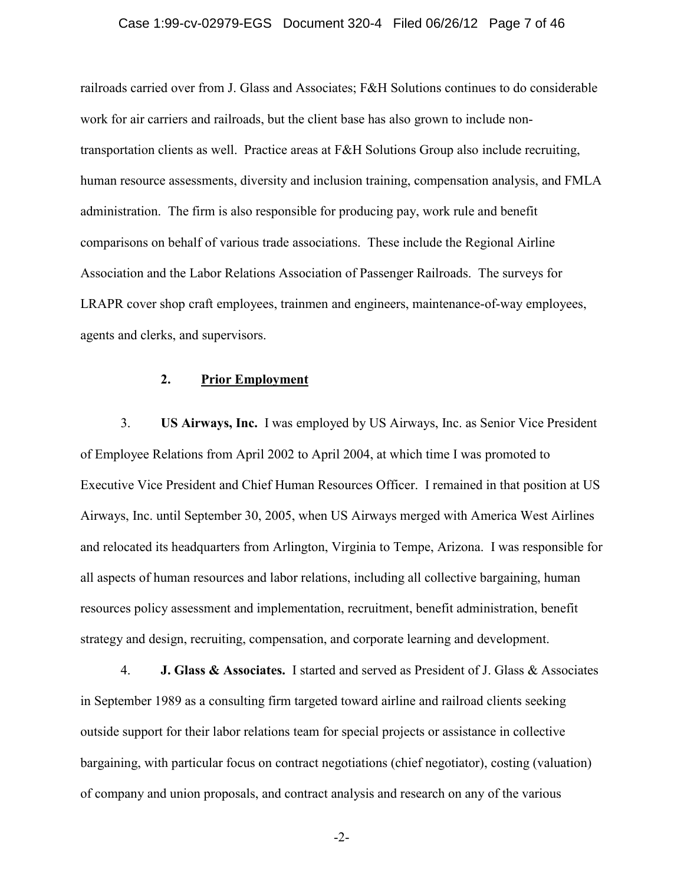railroads carried over from J. Glass and Associates; F&H Solutions continues to do considerable work for air carriers and railroads, but the client base has also grown to include non-transportation clients as well. Practice areas at F&H Solutions Group also include recruiting, human resource assessments, diversity and inclusion training, compensation analysis, and FMLA administration. The firm is also responsible for producing pay, work rule and benefit comparisons on behalf of various trade associations. These include the Regional Airline Association and the Labor Relations Association of Passenger Railroads. The surveys for LRAPR cover shop craft employees, trainmen and engineers, maintenance-of-way employees, agents and clerks, and supervisors.

### 2. Prior Employment

3. **US Airways, Inc.** I was employed by US Airways, Inc. as Senior Vice President of Employee Relations from April 2002 to April 2004, at which time I was promoted to Executive Vice President and Chief Human Resources Officer. I remained in that position at US Airways, Inc. until September 30, 2005, when US Airways merged with America West Airlines and relocated its headquarters from Arlington, Virginia to Tempe, Arizona. I was responsible for all aspects of human resources and labor relations, including all collective bargaining, human resources policy assessment and implementation, recruitment, benefit administration, benefit strategy and design, recruiting, compensation, and corporate learning and development.

4. **J. Glass & Associates.** I started and served as President of J. Glass & Associates in September 1989 as a consulting firm targeted toward airline and railroad clients seeking outside support for their labor relations team for special projects or assistance in collective bargaining, with particular focus on contract negotiations (chief negotiator), costing (valuation) of company and union proposals, and contract analysis and research on any of the various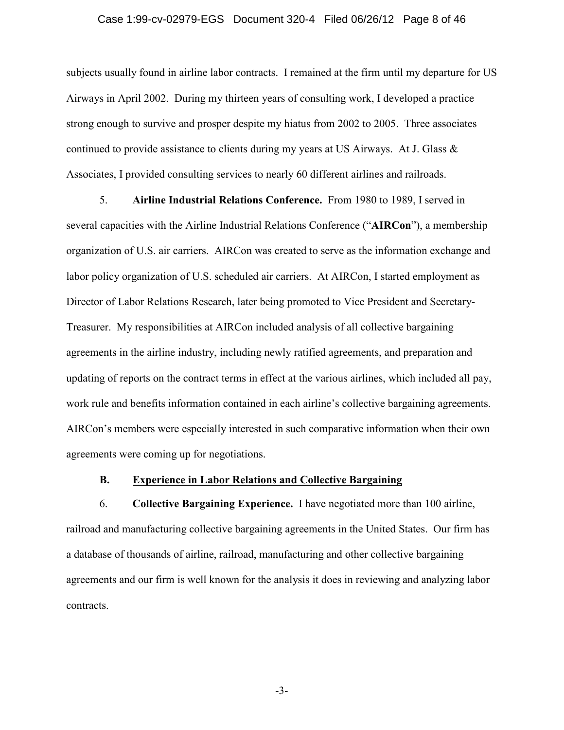subjects usually found in airline labor contracts. I remained at the firm until my departure for US Airways in April 2002. During my thirteen years of consulting work, I developed a practice strong enough to survive and prosper despite my hiatus from 2002 to 2005. Three associates continued to provide assistance to clients during my years at US Airways. At J. Glass & Associates, I provided consulting services to nearly 60 different airlines and railroads.

5. **Airline Industrial Relations Conference.** From 1980 to 1989, I served in several capacities with the Airline Industrial Relations Conference ("**AIRCon**"), a membership organization of U.S. air carriers. AIRCon was created to serve as the information exchange and labor policy organization of U.S. scheduled air carriers. At AIRCon, I started employment as Director of Labor Relations Research, later being promoted to Vice President and Secretary-Treasurer. My responsibilities at AIRCon included analysis of all collective bargaining agreements in the airline industry, including newly ratified agreements, and preparation and updating of reports on the contract terms in effect at the various airlines, which included all pay, work rule and benefits information contained in each airline's collective bargaining agreements. AIRCon's members were especially interested in such comparative information when their own agreements were coming up for negotiations.

### B. Experience in Labor Relations and Collective Bargaining

6. **Collective Bargaining Experience.** I have negotiated more than 100 airline, railroad and manufacturing collective bargaining agreements in the United States. Our firm has a database of thousands of airline, railroad, manufacturing and other collective bargaining agreements and our firm is well known for the analysis it does in reviewing and analyzing labor contracts.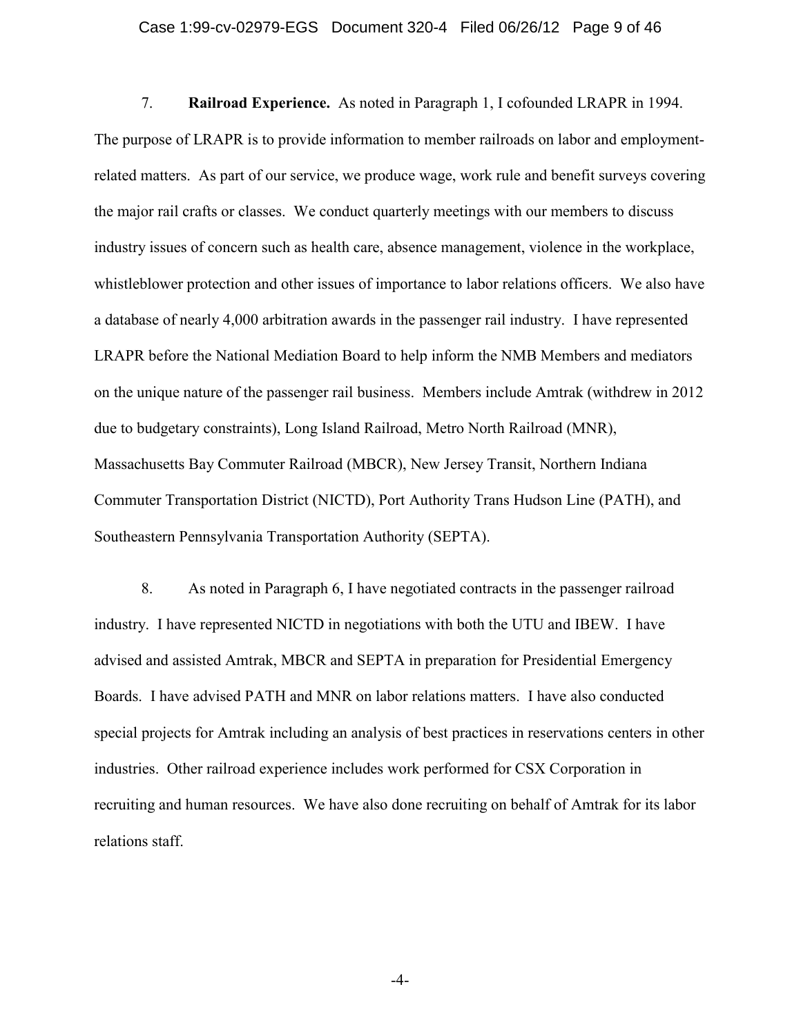7. **Railroad Experience.** As noted in Paragraph 1, I cofounded LRAPR in 1994. The purpose of LRAPR is to provide information to member railroads on labor and employment-related matters. As part of our service, we produce wage, work rule and benefit surveys covering the major rail crafts or classes. We conduct quarterly meetings with our members to discuss industry issues of concern such as health care, absence management, violence in the workplace, whistleblower protection and other issues of importance to labor relations officers. We also have a database of nearly 4,000 arbitration awards in the passenger rail industry. I have represented LRAPR before the National Mediation Board to help inform the NMB Members and mediators on the unique nature of the passenger rail business. Members include Amtrak (withdrew in 2012 due to budgetary constraints), Long Island Railroad, Metro North Railroad (MNR), Massachusetts Bay Commuter Railroad (MBCR), New Jersey Transit, Northern Indiana Commuter Transportation District (NICTD), Port Authority Trans Hudson Line (PATH), and Southeastern Pennsylvania Transportation Authority (SEPTA).

8. As noted in Paragraph 6, I have negotiated contracts in the passenger railroad industry. I have represented NICTD in negotiations with both the UTU and IBEW. I have advised and assisted Amtrak, MBCR and SEPTA in preparation for Presidential Emergency Boards. I have advised PATH and MNR on labor relations matters. I have also conducted special projects for Amtrak including an analysis of best practices in reservations centers in other industries. Other railroad experience includes work performed for CSX Corporation in recruiting and human resources. We have also done recruiting on behalf of Amtrak for its labor relations staff.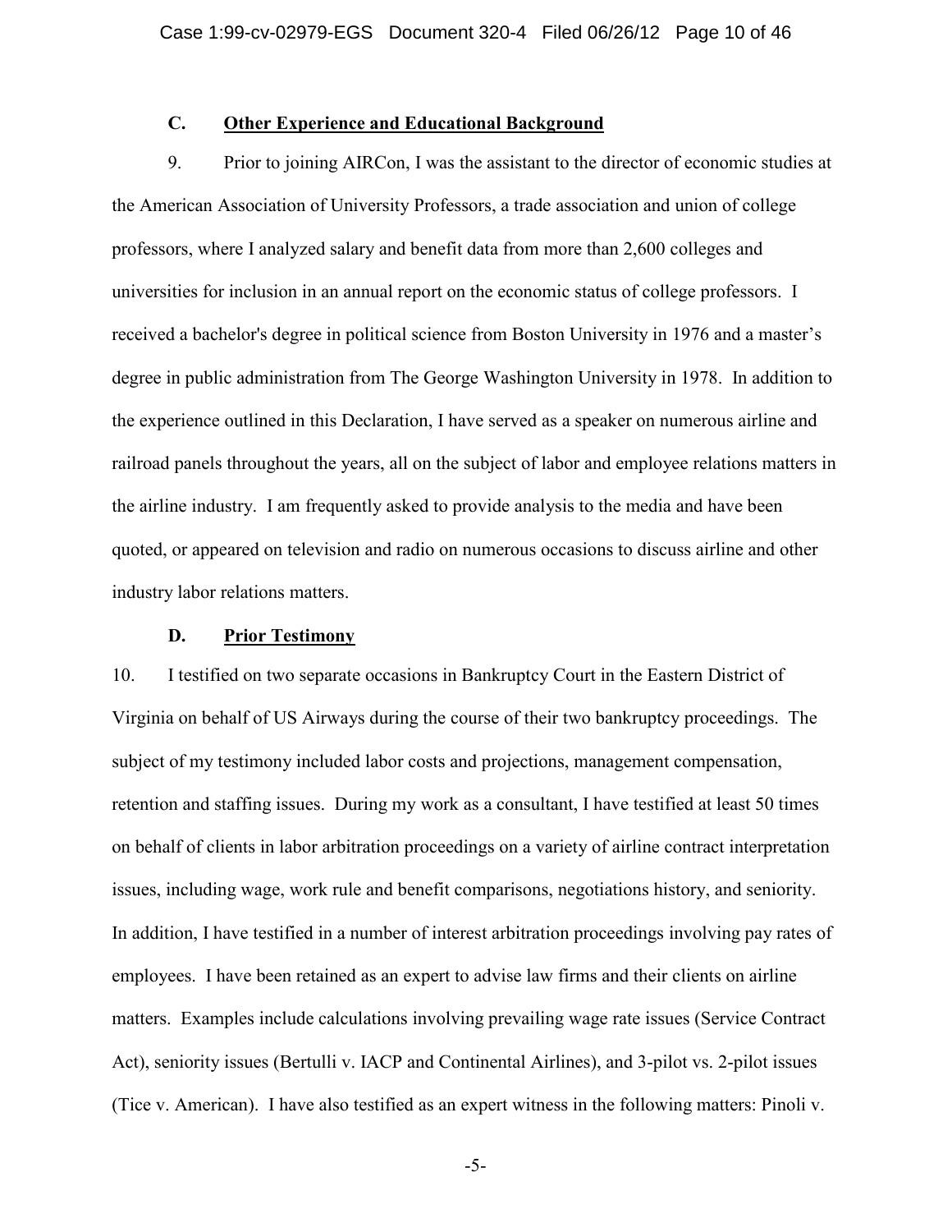### C. Other Experience and Educational Background

9. Prior to joining AIRCon, I was the assistant to the director of economic studies at the American Association of University Professors, a trade association and union of college professors, where I analyzed salary and benefit data from more than 2,600 colleges and universities for inclusion in an annual report on the economic status of college professors. I received a bachelor's degree in political science from Boston University in 1976 and a master's degree in public administration from The George Washington University in 1978. In addition to the experience outlined in this Declaration, I have served as a speaker on numerous airline and railroad panels throughout the years, all on the subject of labor and employee relations matters in the airline industry. I am frequently asked to provide analysis to the media and have been quoted, or appeared on television and radio on numerous occasions to discuss airline and other industry labor relations matters.

### D. Prior Testimony

10. I testified on two separate occasions in Bankruptcy Court in the Eastern District of Virginia on behalf of US Airways during the course of their two bankruptcy proceedings. The subject of my testimony included labor costs and projections, management compensation, retention and staffing issues. During my work as a consultant, I have testified at least 50 times on behalf of clients in labor arbitration proceedings on a variety of airline contract interpretation issues, including wage, work rule and benefit comparisons, negotiations history, and seniority. In addition, I have testified in a number of interest arbitration proceedings involving pay rates of employees. I have been retained as an expert to advise law firms and their clients on airline matters. Examples include calculations involving prevailing wage rate issues (Service Contract Act), seniority issues (Bertulli v. IACP and Continental Airlines), and 3-pilot vs. 2-pilot issues (Tice v. American). I have also testified as an expert witness in the following matters: Pinoli v.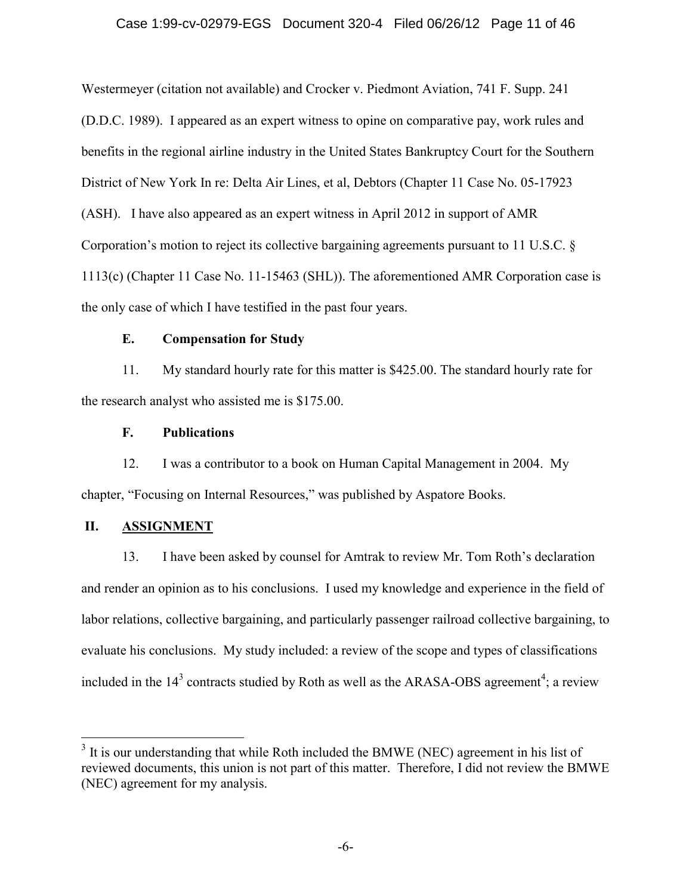Westermeyer (citation not available) and Crocker v. Piedmont Aviation, 741 F. Supp. 241 (D.D.C. 1989). I appeared as an expert witness to opine on comparative pay, work rules and benefits in the regional airline industry in the United States Bankruptcy Court for the Southern District of New York In re: Delta Air Lines, et al, Debtors (Chapter 11 Case No. 05-17923 (ASH). I have also appeared as an expert witness in April 2012 in support of AMR Corporation's motion to reject its collective bargaining agreements pursuant to 11 U.S.C. § 1113(c) (Chapter 11 Case No. 11-15463 (SHL)). The aforementioned AMR Corporation case is the only case of which I have testified in the past four years.

### E. Compensation for Study

11. My standard hourly rate for this matter is $425.00. The standard hourly rate for the research analyst who assisted me is $175.00.

### F. Publications

12. I was a contributor to a book on Human Capital Management in 2004. My chapter, "Focusing on Internal Resources," was published by Aspatore Books.

## II. ASSIGNMENT

13. I have been asked by counsel for Amtrak to review Mr. Tom Roth's declaration and render an opinion as to his conclusions. I used my knowledge and experience in the field of labor relations, collective bargaining, and particularly passenger railroad collective bargaining, to evaluate his conclusions. My study included: a review of the scope and types of classifications included in the 14[3] contracts studied by Roth as well as the ARASA-OBS agreement[4]; a review

[3] It is our understanding that while Roth included the BMWE (NEC) agreement in his list of reviewed documents, this union is not part of this matter. Therefore, I did not review the BMWE (NEC) agreement for my analysis.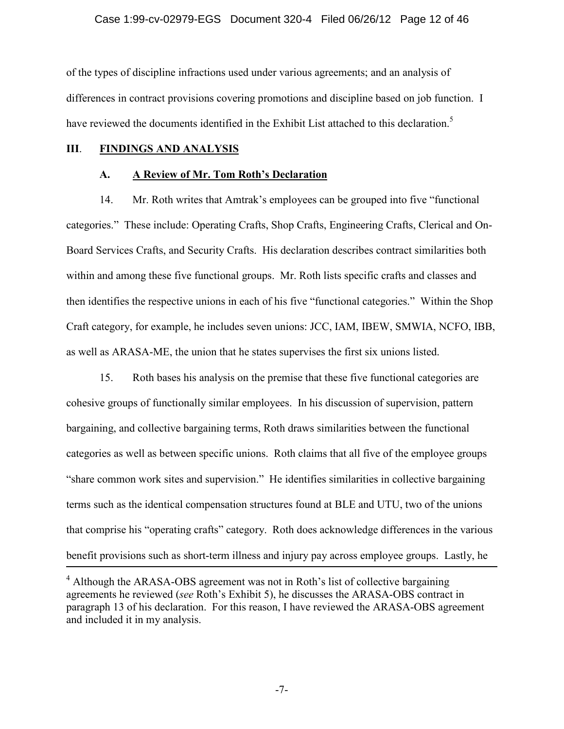of the types of discipline infractions used under various agreements; and an analysis of differences in contract provisions covering promotions and discipline based on job function. I have reviewed the documents identified in the Exhibit List attached to this declaration.[5]

## III. **FINDINGS AND ANALYSIS**

### A. **A Review of Mr. Tom Roth's Declaration**

14. Mr. Roth writes that Amtrak's employees can be grouped into five "functional categories." These include: Operating Crafts, Shop Crafts, Engineering Crafts, Clerical and On-Board Services Crafts, and Security Crafts. His declaration describes contract similarities both within and among these five functional groups. Mr. Roth lists specific crafts and classes and then identifies the respective unions in each of his five "functional categories." Within the Shop Craft category, for example, he includes seven unions: JCC, IAM, IBEW, SMWIA, NCFO, IBB, as well as ARASA-ME, the union that he states supervises the first six unions listed.

15. Roth bases his analysis on the premise that these five functional categories are cohesive groups of functionally similar employees. In his discussion of supervision, pattern bargaining, and collective bargaining terms, Roth draws similarities between the functional categories as well as between specific unions. Roth claims that all five of the employee groups "share common work sites and supervision." He identifies similarities in collective bargaining terms such as the identical compensation structures found at BLE and UTU, two of the unions that comprise his "operating crafts" category. Roth does acknowledge differences in the various benefit provisions such as short-term illness and injury pay across employee groups. Lastly, he

---

[4] Although the ARASA-OBS agreement was not in Roth's list of collective bargaining agreements he reviewed (*see* Roth's Exhibit 5), he discusses the ARASA-OBS contract in paragraph 13 of his declaration. For this reason, I have reviewed the ARASA-OBS agreement and included it in my analysis.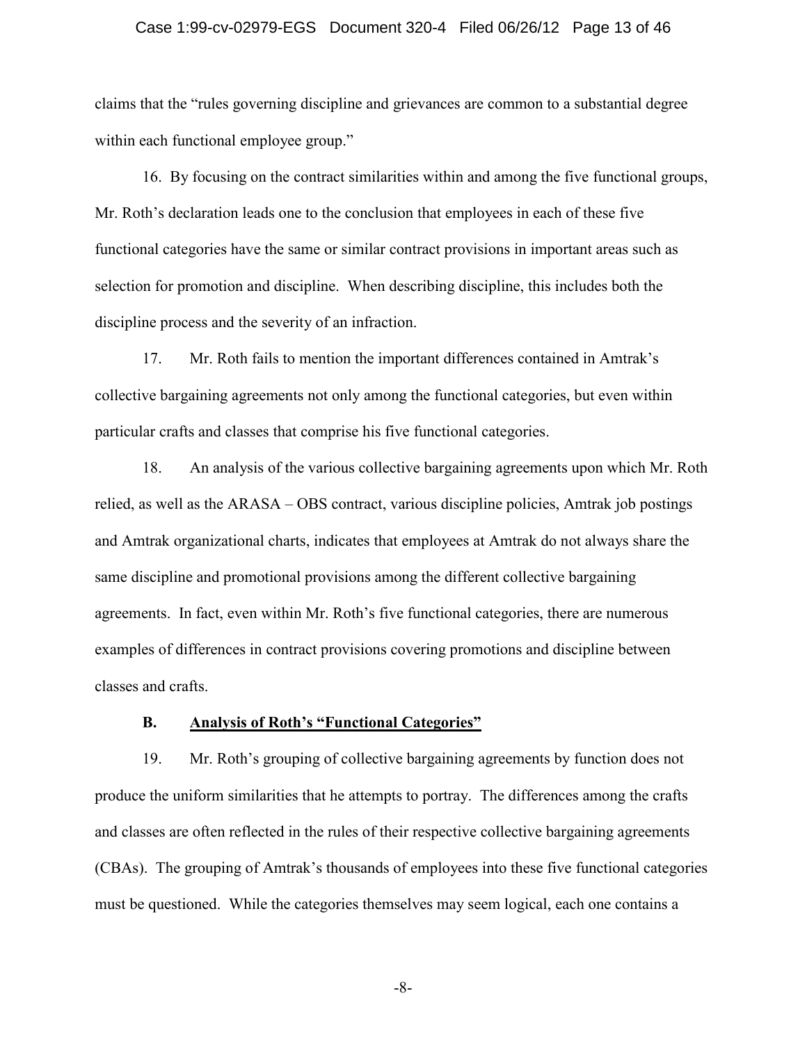claims that the "rules governing discipline and grievances are common to a substantial degree within each functional employee group."

16. By focusing on the contract similarities within and among the five functional groups, Mr. Roth's declaration leads one to the conclusion that employees in each of these five functional categories have the same or similar contract provisions in important areas such as selection for promotion and discipline. When describing discipline, this includes both the discipline process and the severity of an infraction.

17. Mr. Roth fails to mention the important differences contained in Amtrak's collective bargaining agreements not only among the functional categories, but even within particular crafts and classes that comprise his five functional categories.

18. An analysis of the various collective bargaining agreements upon which Mr. Roth relied, as well as the ARASA – OBS contract, various discipline policies, Amtrak job postings and Amtrak organizational charts, indicates that employees at Amtrak do not always share the same discipline and promotional provisions among the different collective bargaining agreements. In fact, even within Mr. Roth's five functional categories, there are numerous examples of differences in contract provisions covering promotions and discipline between classes and crafts.

### B. <u>Analysis of Roth's "Functional Categories"</u>

19. Mr. Roth's grouping of collective bargaining agreements by function does not produce the uniform similarities that he attempts to portray. The differences among the crafts and classes are often reflected in the rules of their respective collective bargaining agreements (CBAs). The grouping of Amtrak's thousands of employees into these five functional categories must be questioned. While the categories themselves may seem logical, each one contains a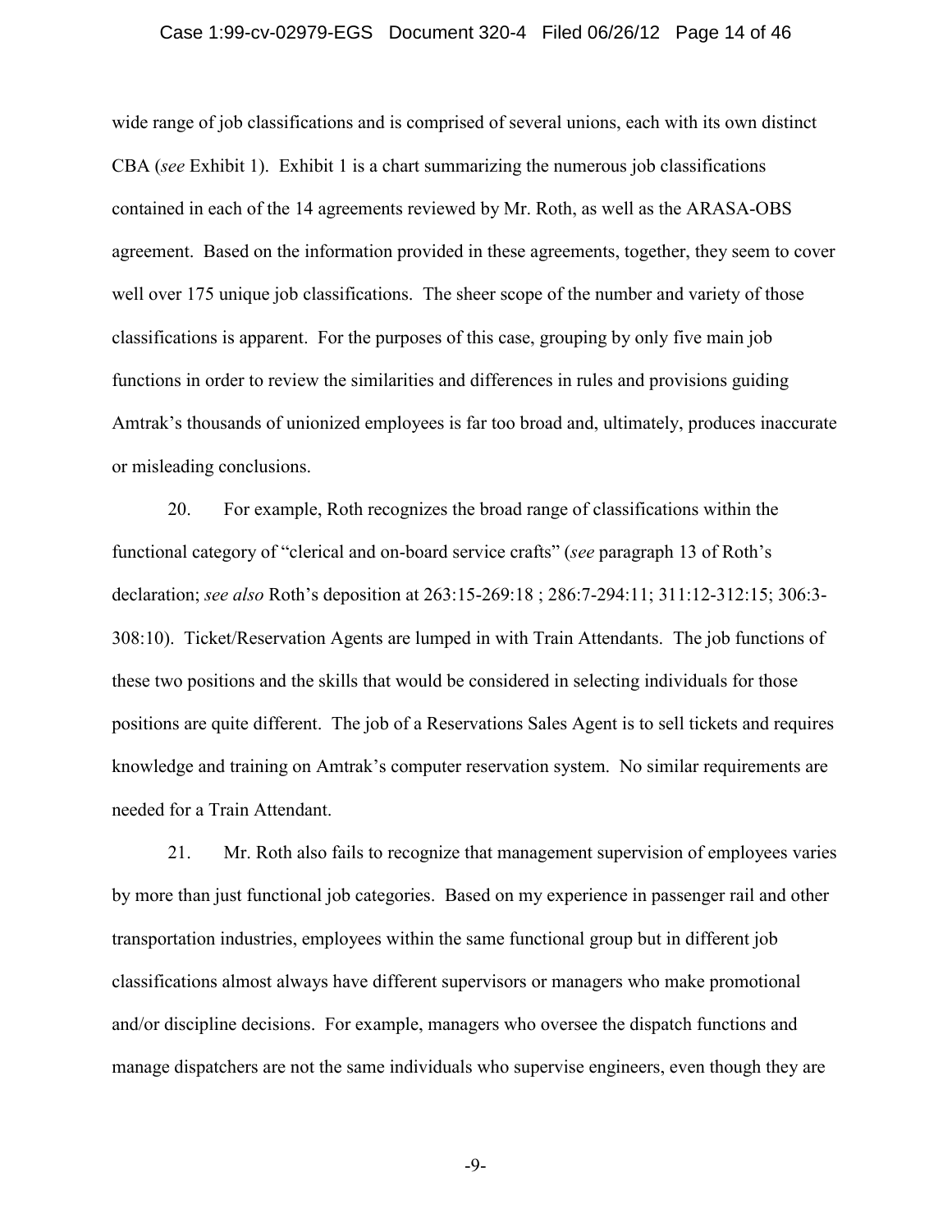wide range of job classifications and is comprised of several unions, each with its own distinct CBA (*see* Exhibit 1). Exhibit 1 is a chart summarizing the numerous job classifications contained in each of the 14 agreements reviewed by Mr. Roth, as well as the ARASA-OBS agreement. Based on the information provided in these agreements, together, they seem to cover well over 175 unique job classifications. The sheer scope of the number and variety of those classifications is apparent. For the purposes of this case, grouping by only five main job functions in order to review the similarities and differences in rules and provisions guiding Amtrak's thousands of unionized employees is far too broad and, ultimately, produces inaccurate or misleading conclusions.

20. For example, Roth recognizes the broad range of classifications within the functional category of "clerical and on-board service crafts" (*see* paragraph 13 of Roth's declaration; *see also* Roth's deposition at 263:15-269:18 ; 286:7-294:11; 311:12-312:15; 306:3-308:10). Ticket/Reservation Agents are lumped in with Train Attendants. The job functions of these two positions and the skills that would be considered in selecting individuals for those positions are quite different. The job of a Reservations Sales Agent is to sell tickets and requires knowledge and training on Amtrak's computer reservation system. No similar requirements are needed for a Train Attendant.

21. Mr. Roth also fails to recognize that management supervision of employees varies by more than just functional job categories. Based on my experience in passenger rail and other transportation industries, employees within the same functional group but in different job classifications almost always have different supervisors or managers who make promotional and/or discipline decisions. For example, managers who oversee the dispatch functions and manage dispatchers are not the same individuals who supervise engineers, even though they are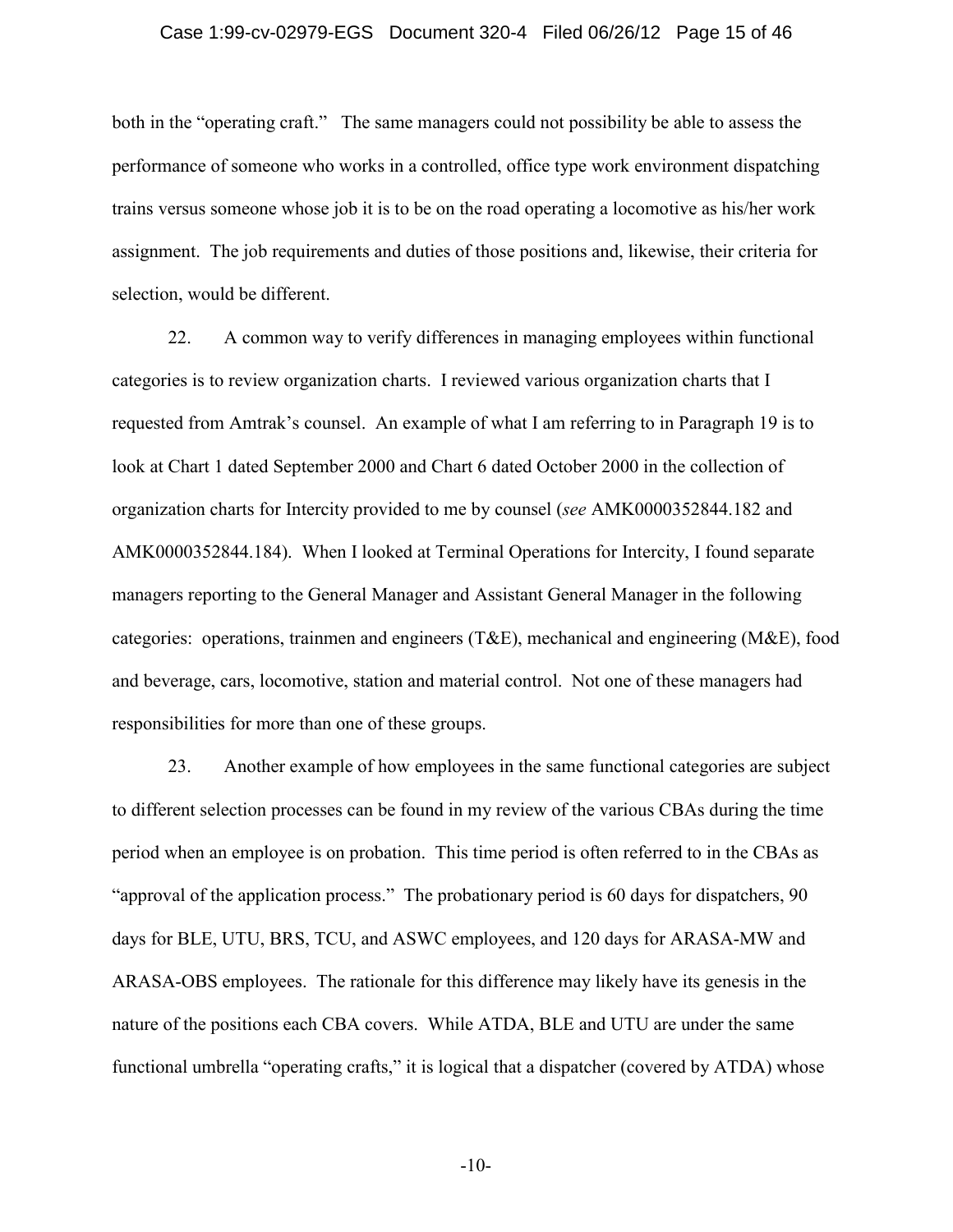both in the "operating craft." The same managers could not possibility be able to assess the performance of someone who works in a controlled, office type work environment dispatching trains versus someone whose job it is to be on the road operating a locomotive as his/her work assignment. The job requirements and duties of those positions and, likewise, their criteria for selection, would be different.

22. A common way to verify differences in managing employees within functional categories is to review organization charts. I reviewed various organization charts that I requested from Amtrak's counsel. An example of what I am referring to in Paragraph 19 is to look at Chart 1 dated September 2000 and Chart 6 dated October 2000 in the collection of organization charts for Intercity provided to me by counsel (*see* AMK0000352844.182 and AMK0000352844.184). When I looked at Terminal Operations for Intercity, I found separate managers reporting to the General Manager and Assistant General Manager in the following categories: operations, trainmen and engineers (T&E), mechanical and engineering (M&E), food and beverage, cars, locomotive, station and material control. Not one of these managers had responsibilities for more than one of these groups.

23. Another example of how employees in the same functional categories are subject to different selection processes can be found in my review of the various CBAs during the time period when an employee is on probation. This time period is often referred to in the CBAs as "approval of the application process." The probationary period is 60 days for dispatchers, 90 days for BLE, UTU, BRS, TCU, and ASWC employees, and 120 days for ARASA-MW and ARASA-OBS employees. The rationale for this difference may likely have its genesis in the nature of the positions each CBA covers. While ATDA, BLE and UTU are under the same functional umbrella "operating crafts," it is logical that a dispatcher (covered by ATDA) whose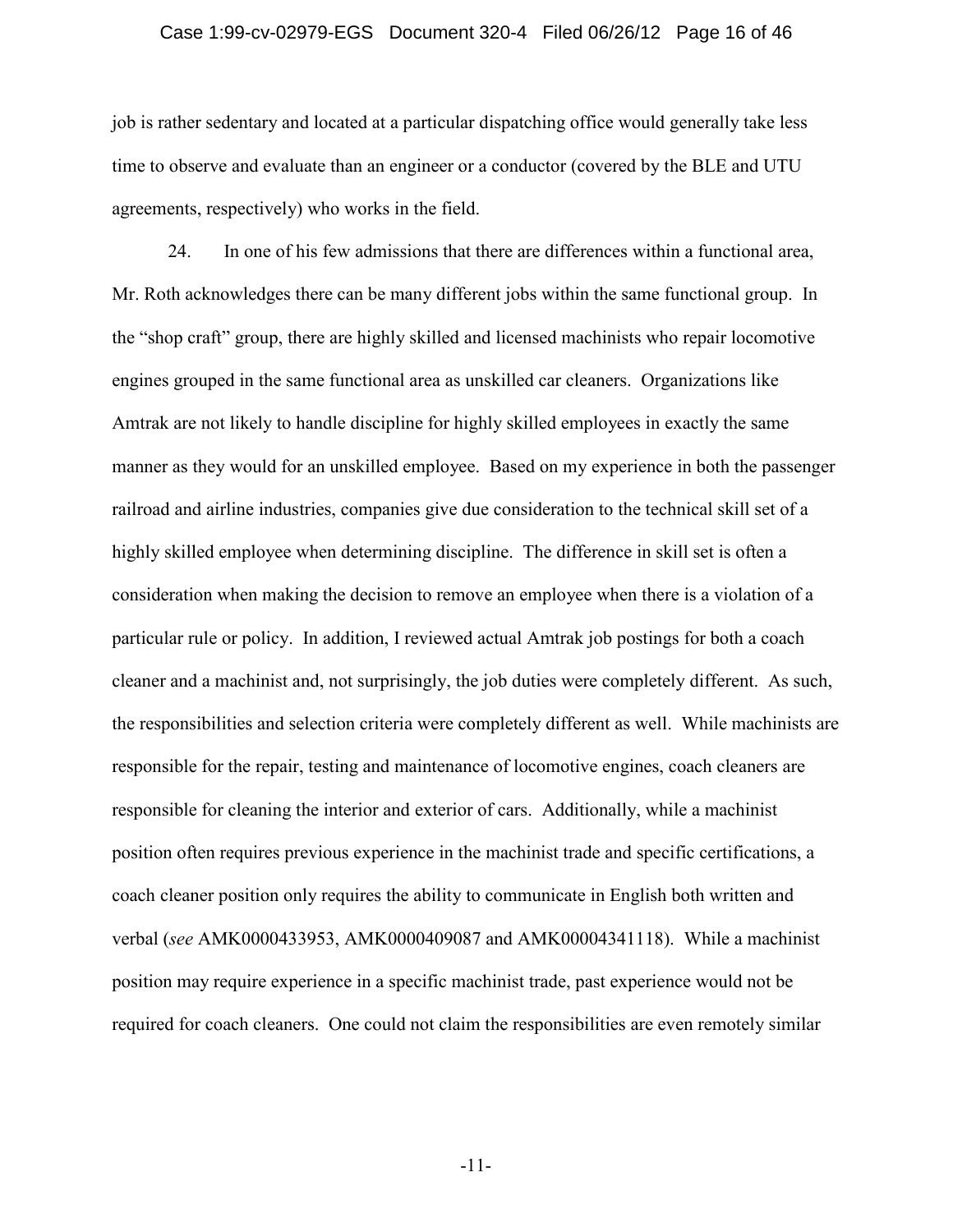job is rather sedentary and located at a particular dispatching office would generally take less time to observe and evaluate than an engineer or a conductor (covered by the BLE and UTU agreements, respectively) who works in the field.

24. In one of his few admissions that there are differences within a functional area, Mr. Roth acknowledges there can be many different jobs within the same functional group. In the "shop craft" group, there are highly skilled and licensed machinists who repair locomotive engines grouped in the same functional area as unskilled car cleaners. Organizations like Amtrak are not likely to handle discipline for highly skilled employees in exactly the same manner as they would for an unskilled employee. Based on my experience in both the passenger railroad and airline industries, companies give due consideration to the technical skill set of a highly skilled employee when determining discipline. The difference in skill set is often a consideration when making the decision to remove an employee when there is a violation of a particular rule or policy. In addition, I reviewed actual Amtrak job postings for both a coach cleaner and a machinist and, not surprisingly, the job duties were completely different. As such, the responsibilities and selection criteria were completely different as well. While machinists are responsible for the repair, testing and maintenance of locomotive engines, coach cleaners are responsible for cleaning the interior and exterior of cars. Additionally, while a machinist position often requires previous experience in the machinist trade and specific certifications, a coach cleaner position only requires the ability to communicate in English both written and verbal (*see* AMK0000433953, AMK0000409087 and AMK00004341118). While a machinist position may require experience in a specific machinist trade, past experience would not be required for coach cleaners. One could not claim the responsibilities are even remotely similar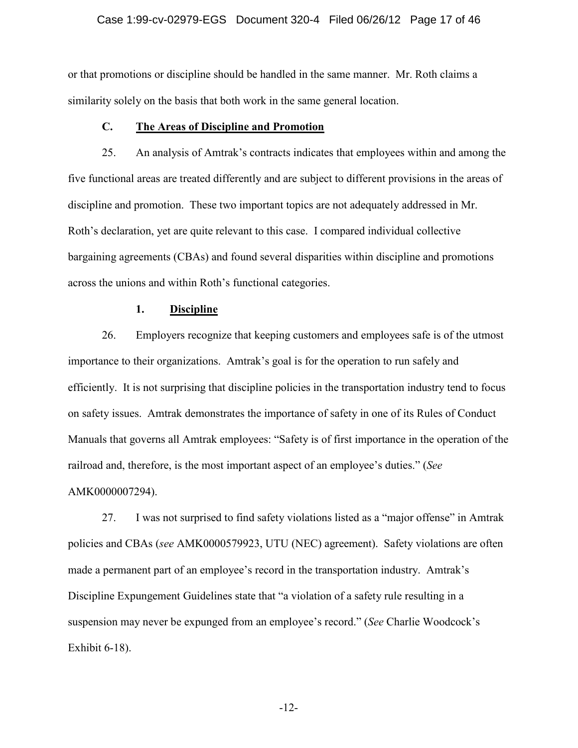or that promotions or discipline should be handled in the same manner. Mr. Roth claims a similarity solely on the basis that both work in the same general location.

### C. <u>The Areas of Discipline and Promotion</u>

25. An analysis of Amtrak's contracts indicates that employees within and among the five functional areas are treated differently and are subject to different provisions in the areas of discipline and promotion. These two important topics are not adequately addressed in Mr. Roth's declaration, yet are quite relevant to this case. I compared individual collective bargaining agreements (CBAs) and found several disparities within discipline and promotions across the unions and within Roth's functional categories.

#### 1. <u>Discipline</u>

26. Employers recognize that keeping customers and employees safe is of the utmost importance to their organizations. Amtrak's goal is for the operation to run safely and efficiently. It is not surprising that discipline policies in the transportation industry tend to focus on safety issues. Amtrak demonstrates the importance of safety in one of its Rules of Conduct Manuals that governs all Amtrak employees: "Safety is of first importance in the operation of the railroad and, therefore, is the most important aspect of an employee's duties." (*See* AMK0000007294).

27. I was not surprised to find safety violations listed as a "major offense" in Amtrak policies and CBAs (*see* AMK0000579923, UTU (NEC) agreement). Safety violations are often made a permanent part of an employee's record in the transportation industry. Amtrak's Discipline Expungement Guidelines state that "a violation of a safety rule resulting in a suspension may never be expunged from an employee's record." (*See* Charlie Woodcock's Exhibit 6-18).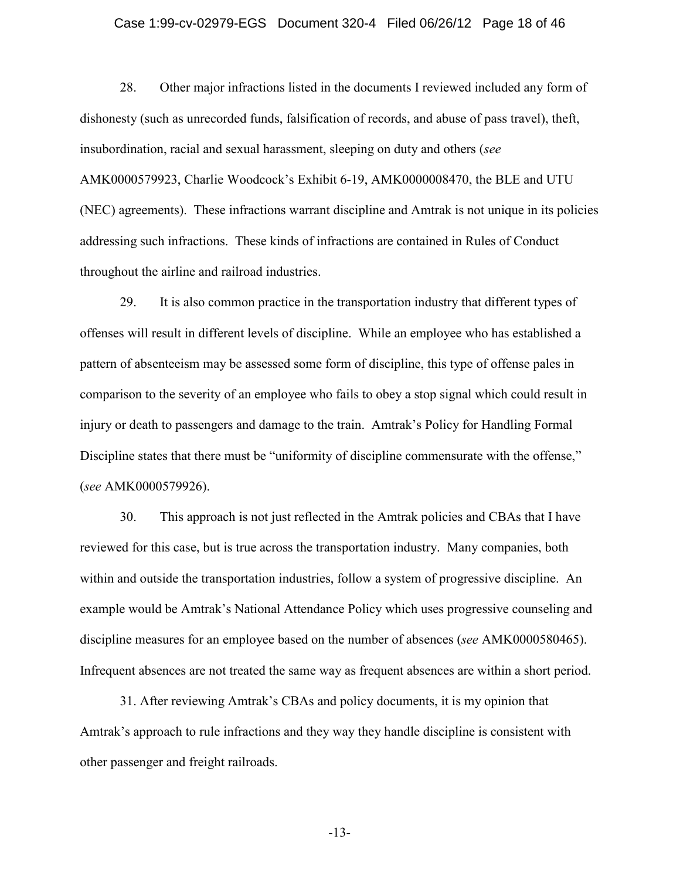28. Other major infractions listed in the documents I reviewed included any form of dishonesty (such as unrecorded funds, falsification of records, and abuse of pass travel), theft, insubordination, racial and sexual harassment, sleeping on duty and others (*see* AMK0000579923, Charlie Woodcock's Exhibit 6-19, AMK0000008470, the BLE and UTU (NEC) agreements). These infractions warrant discipline and Amtrak is not unique in its policies addressing such infractions. These kinds of infractions are contained in Rules of Conduct throughout the airline and railroad industries.

29. It is also common practice in the transportation industry that different types of offenses will result in different levels of discipline. While an employee who has established a pattern of absenteeism may be assessed some form of discipline, this type of offense pales in comparison to the severity of an employee who fails to obey a stop signal which could result in injury or death to passengers and damage to the train. Amtrak's Policy for Handling Formal Discipline states that there must be "uniformity of discipline commensurate with the offense," (*see* AMK0000579926).

30. This approach is not just reflected in the Amtrak policies and CBAs that I have reviewed for this case, but is true across the transportation industry. Many companies, both within and outside the transportation industries, follow a system of progressive discipline. An example would be Amtrak's National Attendance Policy which uses progressive counseling and discipline measures for an employee based on the number of absences (*see* AMK0000580465). Infrequent absences are not treated the same way as frequent absences are within a short period.

31. After reviewing Amtrak's CBAs and policy documents, it is my opinion that Amtrak's approach to rule infractions and they way they handle discipline is consistent with other passenger and freight railroads.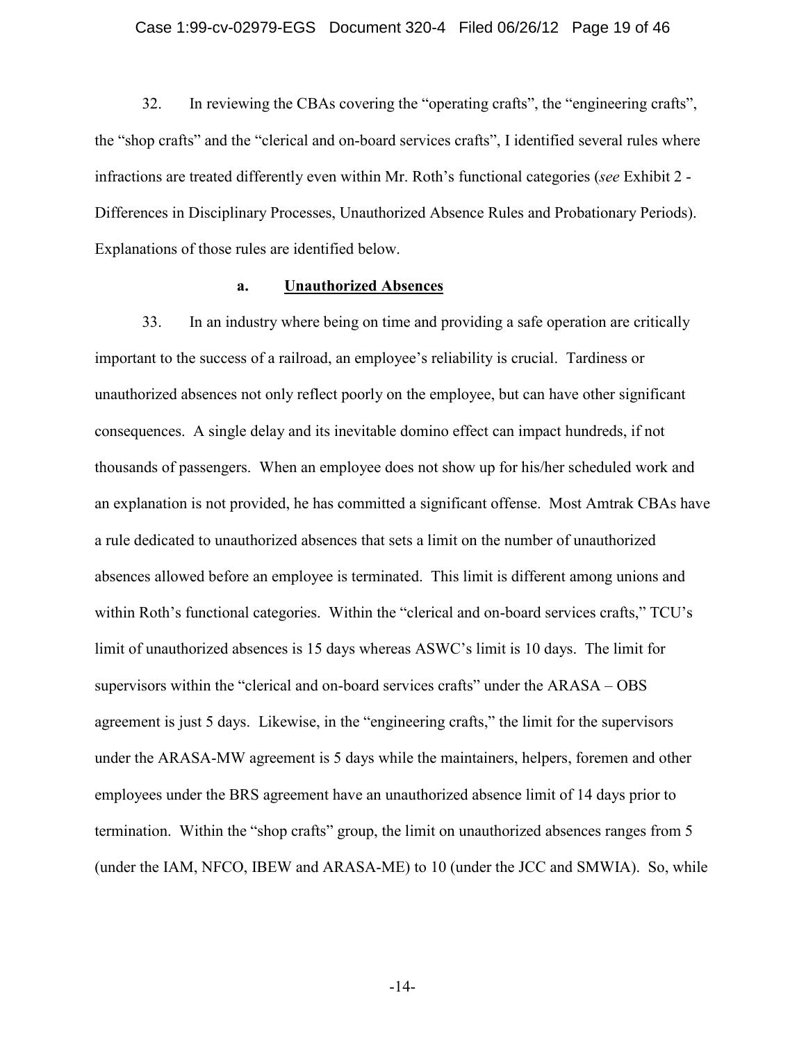32. In reviewing the CBAs covering the "operating crafts", the "engineering crafts", the "shop crafts" and the "clerical and on-board services crafts", I identified several rules where infractions are treated differently even within Mr. Roth's functional categories (*see* Exhibit 2 - Differences in Disciplinary Processes, Unauthorized Absence Rules and Probationary Periods). Explanations of those rules are identified below.

### a. Unauthorized Absences

33. In an industry where being on time and providing a safe operation are critically important to the success of a railroad, an employee's reliability is crucial. Tardiness or unauthorized absences not only reflect poorly on the employee, but can have other significant consequences. A single delay and its inevitable domino effect can impact hundreds, if not thousands of passengers. When an employee does not show up for his/her scheduled work and an explanation is not provided, he has committed a significant offense. Most Amtrak CBAs have a rule dedicated to unauthorized absences that sets a limit on the number of unauthorized absences allowed before an employee is terminated. This limit is different among unions and within Roth's functional categories. Within the "clerical and on-board services crafts," TCU's limit of unauthorized absences is 15 days whereas ASWC's limit is 10 days. The limit for supervisors within the "clerical and on-board services crafts" under the ARASA – OBS agreement is just 5 days. Likewise, in the "engineering crafts," the limit for the supervisors under the ARASA-MW agreement is 5 days while the maintainers, helpers, foremen and other employees under the BRS agreement have an unauthorized absence limit of 14 days prior to termination. Within the "shop crafts" group, the limit on unauthorized absences ranges from 5 (under the IAM, NFCO, IBEW and ARASA-ME) to 10 (under the JCC and SMWIA). So, while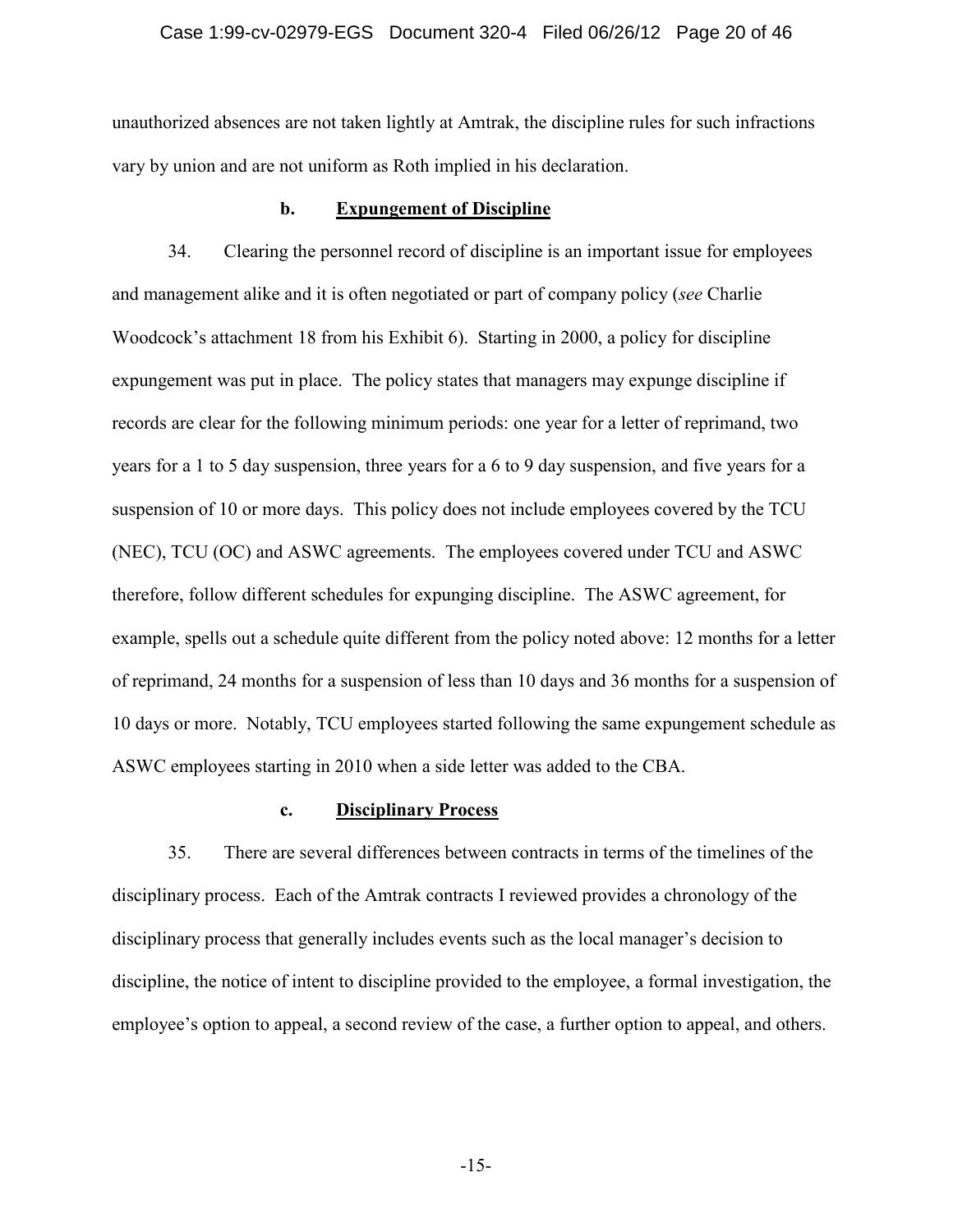unauthorized absences are not taken lightly at Amtrak, the discipline rules for such infractions vary by union and are not uniform as Roth implied in his declaration.

### b. Expungement of Discipline

34. Clearing the personnel record of discipline is an important issue for employees and management alike and it is often negotiated or part of company policy (*see* Charlie Woodcock's attachment 18 from his Exhibit 6). Starting in 2000, a policy for discipline expungement was put in place. The policy states that managers may expunge discipline if records are clear for the following minimum periods: one year for a letter of reprimand, two years for a 1 to 5 day suspension, three years for a 6 to 9 day suspension, and five years for a suspension of 10 or more days. This policy does not include employees covered by the TCU (NEC), TCU (OC) and ASWC agreements. The employees covered under TCU and ASWC therefore, follow different schedules for expunging discipline. The ASWC agreement, for example, spells out a schedule quite different from the policy noted above: 12 months for a letter of reprimand, 24 months for a suspension of less than 10 days and 36 months for a suspension of 10 days or more. Notably, TCU employees started following the same expungement schedule as ASWC employees starting in 2010 when a side letter was added to the CBA.

### c. Disciplinary Process

35. There are several differences between contracts in terms of the timelines of the disciplinary process. Each of the Amtrak contracts I reviewed provides a chronology of the disciplinary process that generally includes events such as the local manager's decision to discipline, the notice of intent to discipline provided to the employee, a formal investigation, the employee's option to appeal, a second review of the case, a further option to appeal, and others.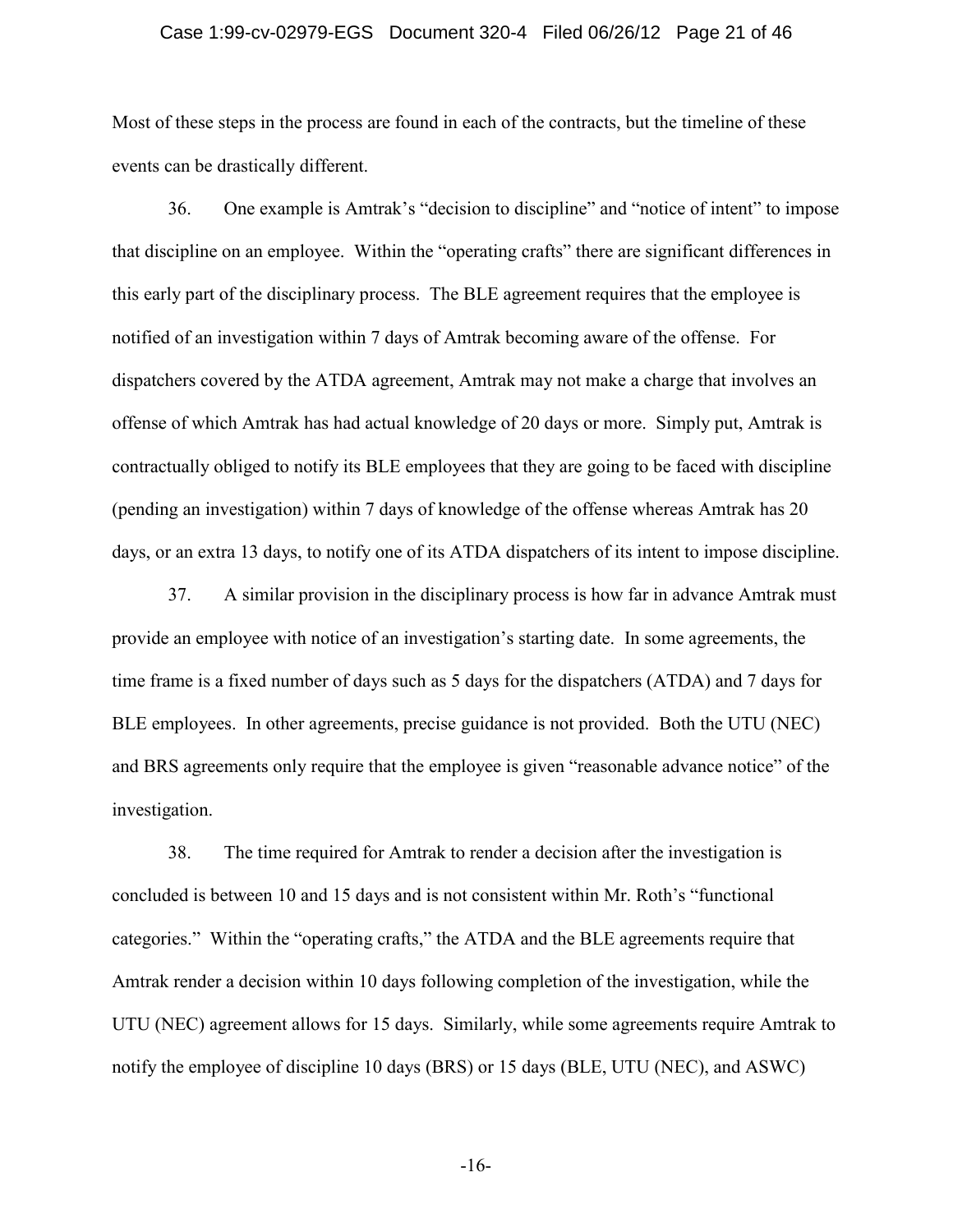Most of these steps in the process are found in each of the contracts, but the timeline of these events can be drastically different.

36. One example is Amtrak's "decision to discipline" and "notice of intent" to impose that discipline on an employee. Within the "operating crafts" there are significant differences in this early part of the disciplinary process. The BLE agreement requires that the employee is notified of an investigation within 7 days of Amtrak becoming aware of the offense. For dispatchers covered by the ATDA agreement, Amtrak may not make a charge that involves an offense of which Amtrak has had actual knowledge of 20 days or more. Simply put, Amtrak is contractually obliged to notify its BLE employees that they are going to be faced with discipline (pending an investigation) within 7 days of knowledge of the offense whereas Amtrak has 20 days, or an extra 13 days, to notify one of its ATDA dispatchers of its intent to impose discipline.

37. A similar provision in the disciplinary process is how far in advance Amtrak must provide an employee with notice of an investigation's starting date. In some agreements, the time frame is a fixed number of days such as 5 days for the dispatchers (ATDA) and 7 days for BLE employees. In other agreements, precise guidance is not provided. Both the UTU (NEC) and BRS agreements only require that the employee is given "reasonable advance notice" of the investigation.

38. The time required for Amtrak to render a decision after the investigation is concluded is between 10 and 15 days and is not consistent within Mr. Roth's "functional categories." Within the "operating crafts," the ATDA and the BLE agreements require that Amtrak render a decision within 10 days following completion of the investigation, while the UTU (NEC) agreement allows for 15 days. Similarly, while some agreements require Amtrak to notify the employee of discipline 10 days (BRS) or 15 days (BLE, UTU (NEC), and ASWC)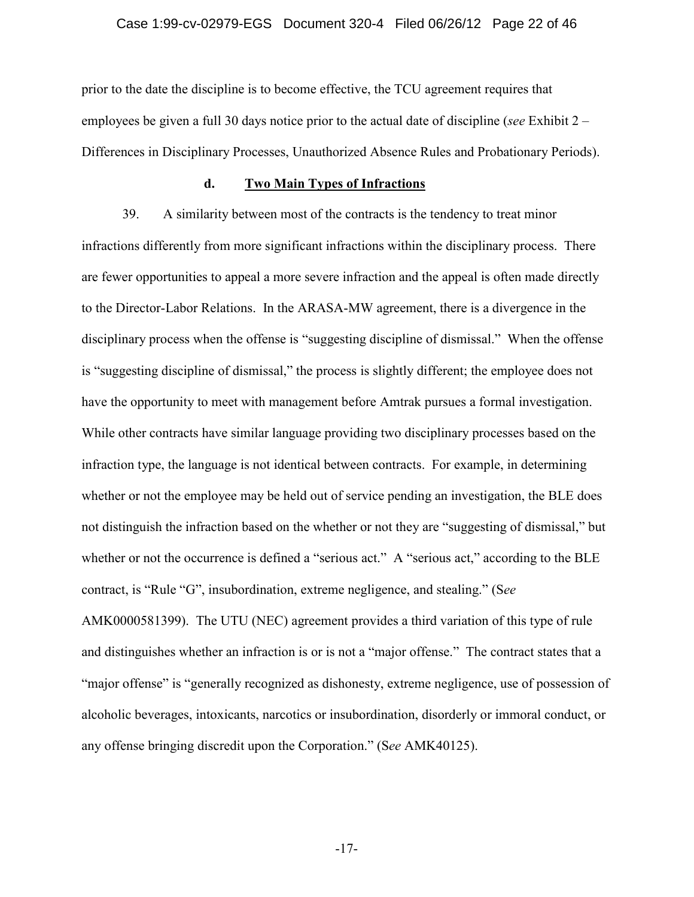prior to the date the discipline is to become effective, the TCU agreement requires that employees be given a full 30 days notice prior to the actual date of discipline (*see* Exhibit 2 – Differences in Disciplinary Processes, Unauthorized Absence Rules and Probationary Periods).

### d. Two Main Types of Infractions

39. A similarity between most of the contracts is the tendency to treat minor infractions differently from more significant infractions within the disciplinary process. There are fewer opportunities to appeal a more severe infraction and the appeal is often made directly to the Director-Labor Relations. In the ARASA-MW agreement, there is a divergence in the disciplinary process when the offense is "suggesting discipline of dismissal." When the offense is "suggesting discipline of dismissal," the process is slightly different; the employee does not have the opportunity to meet with management before Amtrak pursues a formal investigation. While other contracts have similar language providing two disciplinary processes based on the infraction type, the language is not identical between contracts. For example, in determining whether or not the employee may be held out of service pending an investigation, the BLE does not distinguish the infraction based on the whether or not they are "suggesting of dismissal," but whether or not the occurrence is defined a "serious act." A "serious act," according to the BLE contract, is "Rule "G", insubordination, extreme negligence, and stealing." (S*ee* AMK0000581399). The UTU (NEC) agreement provides a third variation of this type of rule and distinguishes whether an infraction is or is not a "major offense." The contract states that a "major offense" is "generally recognized as dishonesty, extreme negligence, use of possession of alcoholic beverages, intoxicants, narcotics or insubordination, disorderly or immoral conduct, or any offense bringing discredit upon the Corporation." (S*ee* AMK40125).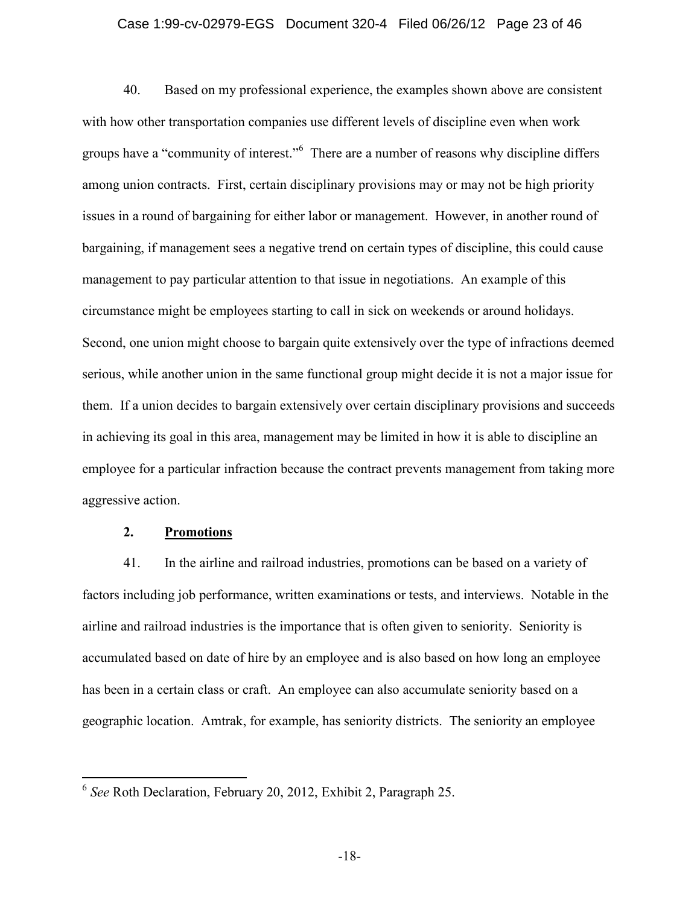40. Based on my professional experience, the examples shown above are consistent with how other transportation companies use different levels of discipline even when work groups have a "community of interest."[6] There are a number of reasons why discipline differs among union contracts. First, certain disciplinary provisions may or may not be high priority issues in a round of bargaining for either labor or management. However, in another round of bargaining, if management sees a negative trend on certain types of discipline, this could cause management to pay particular attention to that issue in negotiations. An example of this circumstance might be employees starting to call in sick on weekends or around holidays. Second, one union might choose to bargain quite extensively over the type of infractions deemed serious, while another union in the same functional group might decide it is not a major issue for them. If a union decides to bargain extensively over certain disciplinary provisions and succeeds in achieving its goal in this area, management may be limited in how it is able to discipline an employee for a particular infraction because the contract prevents management from taking more aggressive action.

**2. <u>Promotions</u>**

41. In the airline and railroad industries, promotions can be based on a variety of factors including job performance, written examinations or tests, and interviews. Notable in the airline and railroad industries is the importance that is often given to seniority. Seniority is accumulated based on date of hire by an employee and is also based on how long an employee has been in a certain class or craft. An employee can also accumulate seniority based on a geographic location. Amtrak, for example, has seniority districts. The seniority an employee

---

[6] *See* Roth Declaration, February 20, 2012, Exhibit 2, Paragraph 25.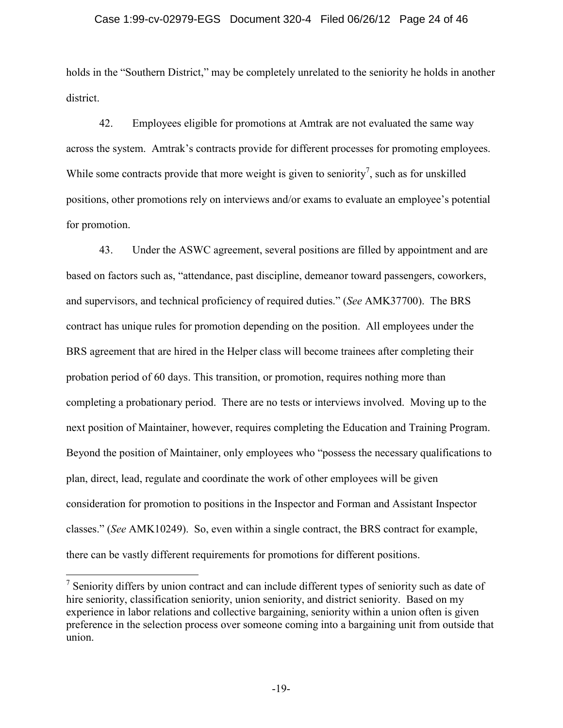holds in the "Southern District," may be completely unrelated to the seniority he holds in another district.

42. Employees eligible for promotions at Amtrak are not evaluated the same way across the system. Amtrak's contracts provide for different processes for promoting employees. While some contracts provide that more weight is given to seniority[7], such as for unskilled positions, other promotions rely on interviews and/or exams to evaluate an employee's potential for promotion.

43. Under the ASWC agreement, several positions are filled by appointment and are based on factors such as, "attendance, past discipline, demeanor toward passengers, coworkers, and supervisors, and technical proficiency of required duties." (*See* AMK37700). The BRS contract has unique rules for promotion depending on the position. All employees under the BRS agreement that are hired in the Helper class will become trainees after completing their probation period of 60 days. This transition, or promotion, requires nothing more than completing a probationary period. There are no tests or interviews involved. Moving up to the next position of Maintainer, however, requires completing the Education and Training Program. Beyond the position of Maintainer, only employees who "possess the necessary qualifications to plan, direct, lead, regulate and coordinate the work of other employees will be given consideration for promotion to positions in the Inspector and Forman and Assistant Inspector classes." (*See* AMK10249). So, even within a single contract, the BRS contract for example, there can be vastly different requirements for promotions for different positions.

[7] Seniority differs by union contract and can include different types of seniority such as date of hire seniority, classification seniority, union seniority, and district seniority. Based on my experience in labor relations and collective bargaining, seniority within a union often is given preference in the selection process over someone coming into a bargaining unit from outside that union.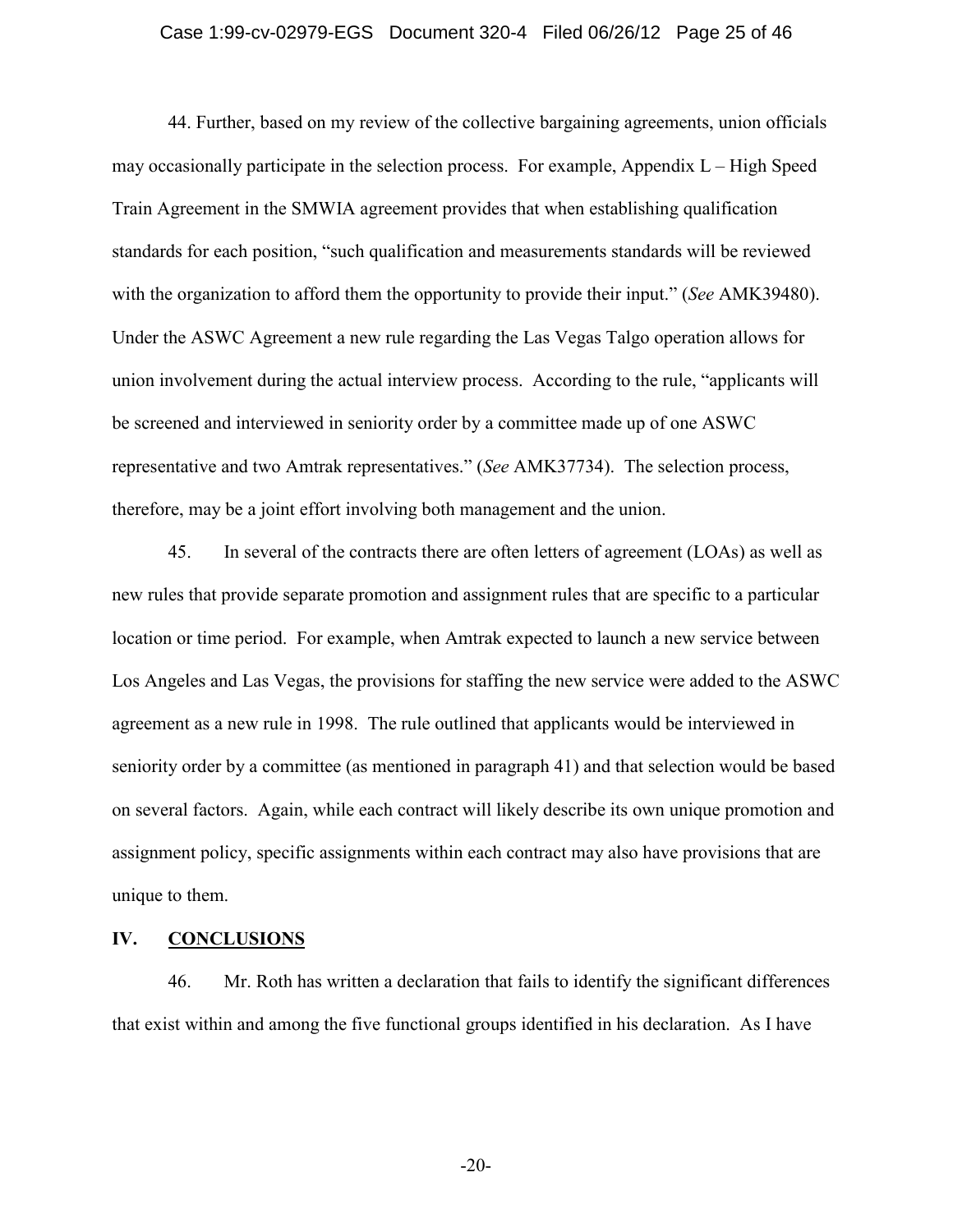44. Further, based on my review of the collective bargaining agreements, union officials may occasionally participate in the selection process. For example, Appendix L – High Speed Train Agreement in the SMWIA agreement provides that when establishing qualification standards for each position, "such qualification and measurements standards will be reviewed with the organization to afford them the opportunity to provide their input." (*See* AMK39480). Under the ASWC Agreement a new rule regarding the Las Vegas Talgo operation allows for union involvement during the actual interview process. According to the rule, "applicants will be screened and interviewed in seniority order by a committee made up of one ASWC representative and two Amtrak representatives." (*See* AMK37734). The selection process, therefore, may be a joint effort involving both management and the union.

45. In several of the contracts there are often letters of agreement (LOAs) as well as new rules that provide separate promotion and assignment rules that are specific to a particular location or time period. For example, when Amtrak expected to launch a new service between Los Angeles and Las Vegas, the provisions for staffing the new service were added to the ASWC agreement as a new rule in 1998. The rule outlined that applicants would be interviewed in seniority order by a committee (as mentioned in paragraph 41) and that selection would be based on several factors. Again, while each contract will likely describe its own unique promotion and assignment policy, specific assignments within each contract may also have provisions that are unique to them.

## IV. <u>CONCLUSIONS</u>

46. Mr. Roth has written a declaration that fails to identify the significant differences that exist within and among the five functional groups identified in his declaration. As I have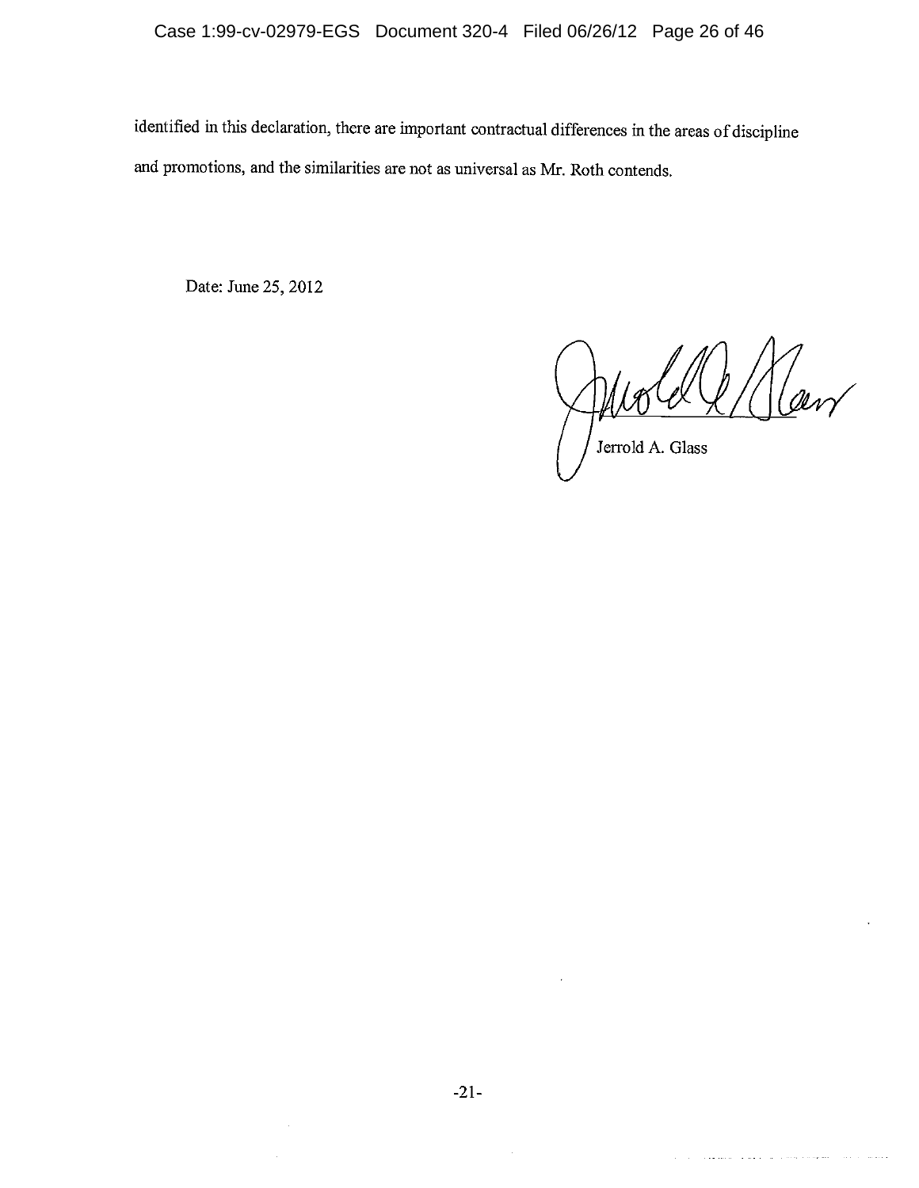identified in this declaration, there are important contractual differences in the areas of discipline and promotions, and the similarities are not as universal as Mr. Roth contends.

Date: June 25, 2012

Jerrold A. Glass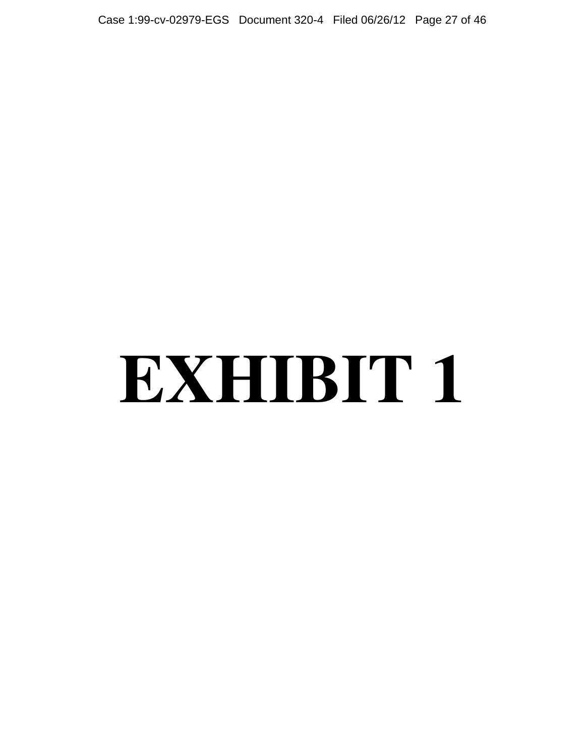# EXHIBIT 1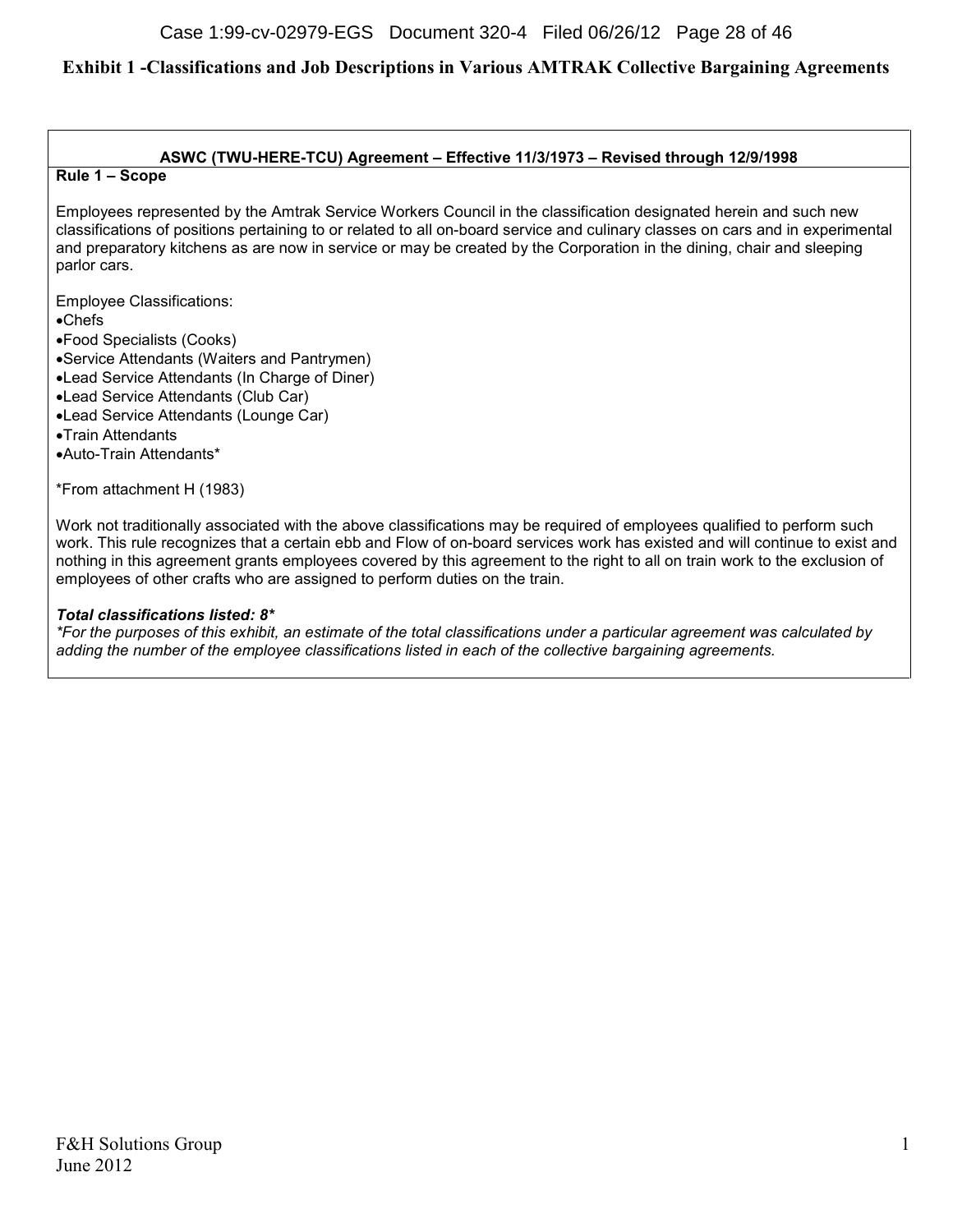## Exhibit 1 -Classifications and Job Descriptions in Various AMTRAK Collective Bargaining Agreements

**ASWC (TWU-HERE-TCU) Agreement – Effective 11/3/1973 – Revised through 12/9/1998**

**Rule 1 – Scope**

Employees represented by the Amtrak Service Workers Council in the classification designated herein and such new classifications of positions pertaining to or related to all on-board service and culinary classes on cars and in experimental and preparatory kitchens as are now in service or may be created by the Corporation in the dining, chair and sleeping parlor cars.

Employee Classifications:

- Chefs
- Food Specialists (Cooks)
- Service Attendants (Waiters and Pantrymen)
- Lead Service Attendants (In Charge of Diner)
- Lead Service Attendants (Club Car)
- Lead Service Attendants (Lounge Car)
- Train Attendants
- Auto-Train Attendants*

*From attachment H (1983)

Work not traditionally associated with the above classifications may be required of employees qualified to perform such work. This rule recognizes that a certain ebb and Flow of on-board services work has existed and will continue to exist and nothing in this agreement grants employees covered by this agreement to the right to all on train work to the exclusion of employees of other crafts who are assigned to perform duties on the train.

***Total classifications listed: 8****

**For the purposes of this exhibit, an estimate of the total classifications under a particular agreement was calculated by adding the number of the employee classifications listed in each of the collective bargaining agreements.*

F&H Solutions Group
June 2012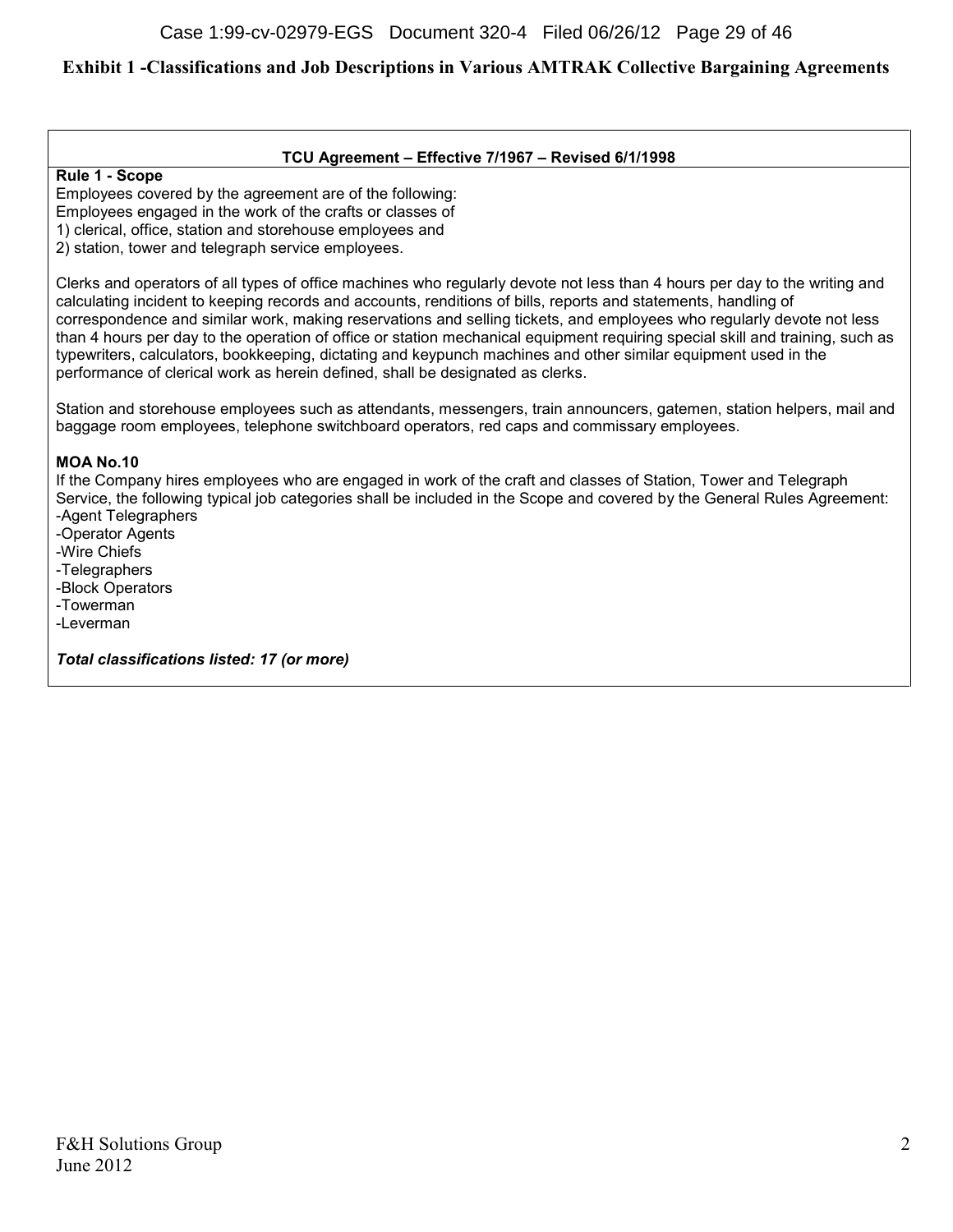## Exhibit 1 -Classifications and Job Descriptions in Various AMTRAK Collective Bargaining Agreements

### TCU Agreement – Effective 7/1967 – Revised 6/1/1998

**Rule 1 - Scope**

Employees covered by the agreement are of the following:
Employees engaged in the work of the crafts or classes of
1) clerical, office, station and storehouse employees and
2) station, tower and telegraph service employees.

Clerks and operators of all types of office machines who regularly devote not less than 4 hours per day to the writing and calculating incident to keeping records and accounts, renditions of bills, reports and statements, handling of correspondence and similar work, making reservations and selling tickets, and employees who regularly devote not less than 4 hours per day to the operation of office or station mechanical equipment requiring special skill and training, such as typewriters, calculators, bookkeeping, dictating and keypunch machines and other similar equipment used in the performance of clerical work as herein defined, shall be designated as clerks.

Station and storehouse employees such as attendants, messengers, train announcers, gatemen, station helpers, mail and baggage room employees, telephone switchboard operators, red caps and commissary employees.

**MOA No.10**

If the Company hires employees who are engaged in work of the craft and classes of Station, Tower and Telegraph Service, the following typical job categories shall be included in the Scope and covered by the General Rules Agreement:

- Agent Telegraphers
- Operator Agents
- Wire Chiefs
- Telegraphers
- Block Operators
- Towerman
- Leverman

***Total classifications listed: 17 (or more)***

F&H Solutions Group
June 2012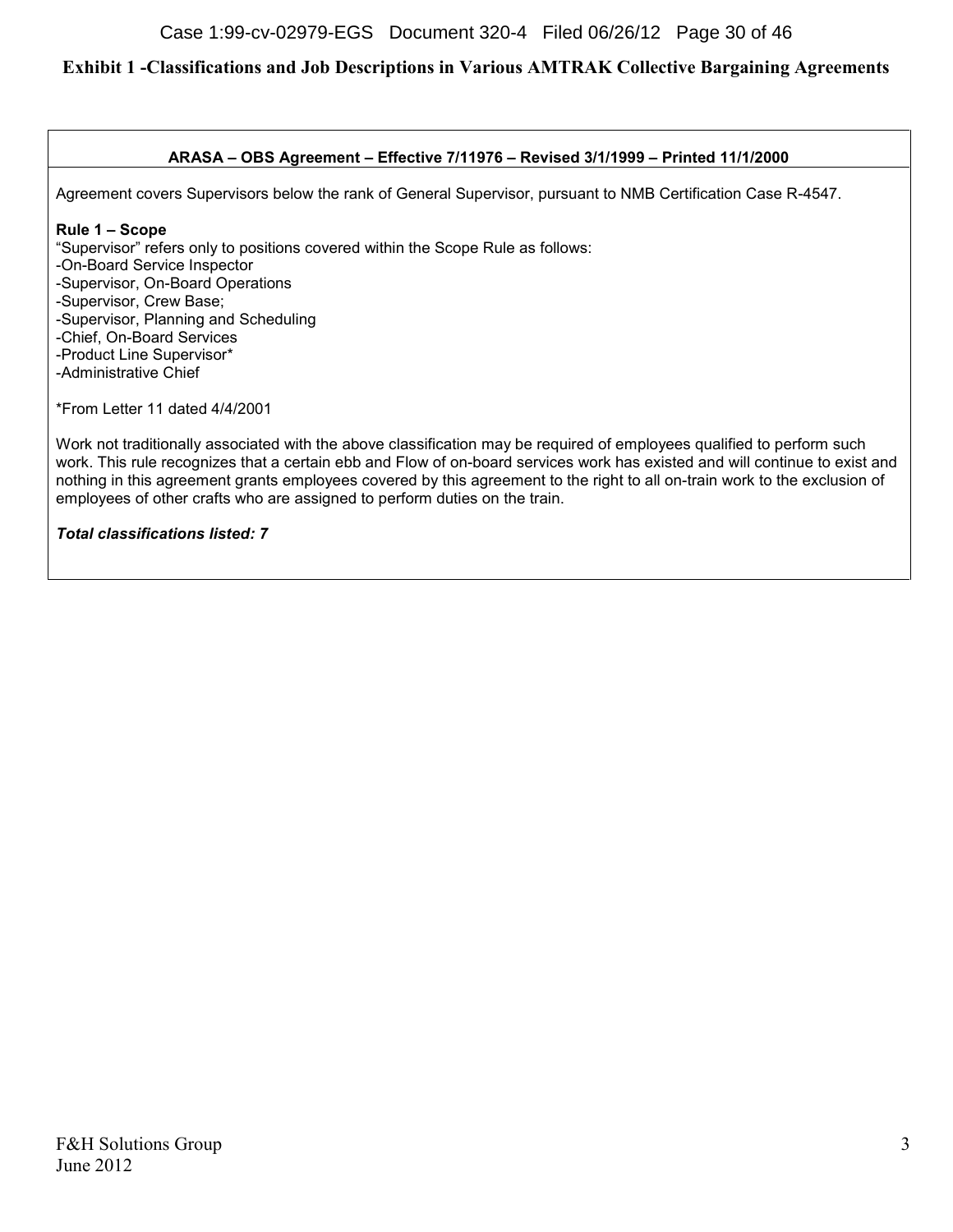## Exhibit 1 -Classifications and Job Descriptions in Various AMTRAK Collective Bargaining Agreements

**ARASA – OBS Agreement – Effective 7/11976 – Revised 3/1/1999 – Printed 11/1/2000**

Agreement covers Supervisors below the rank of General Supervisor, pursuant to NMB Certification Case R-4547.

**Rule 1 – Scope**

"Supervisor" refers only to positions covered within the Scope Rule as follows:
- -On-Board Service Inspector
- -Supervisor, On-Board Operations
- -Supervisor, Crew Base;
- -Supervisor, Planning and Scheduling
- -Chief, On-Board Services
- -Product Line Supervisor*
- -Administrative Chief

*From Letter 11 dated 4/4/2001

Work not traditionally associated with the above classification may be required of employees qualified to perform such work. This rule recognizes that a certain ebb and Flow of on-board services work has existed and will continue to exist and nothing in this agreement grants employees covered by this agreement to the right to all on-train work to the exclusion of employees of other crafts who are assigned to perform duties on the train.

***Total classifications listed: 7***

F&H Solutions Group
June 2012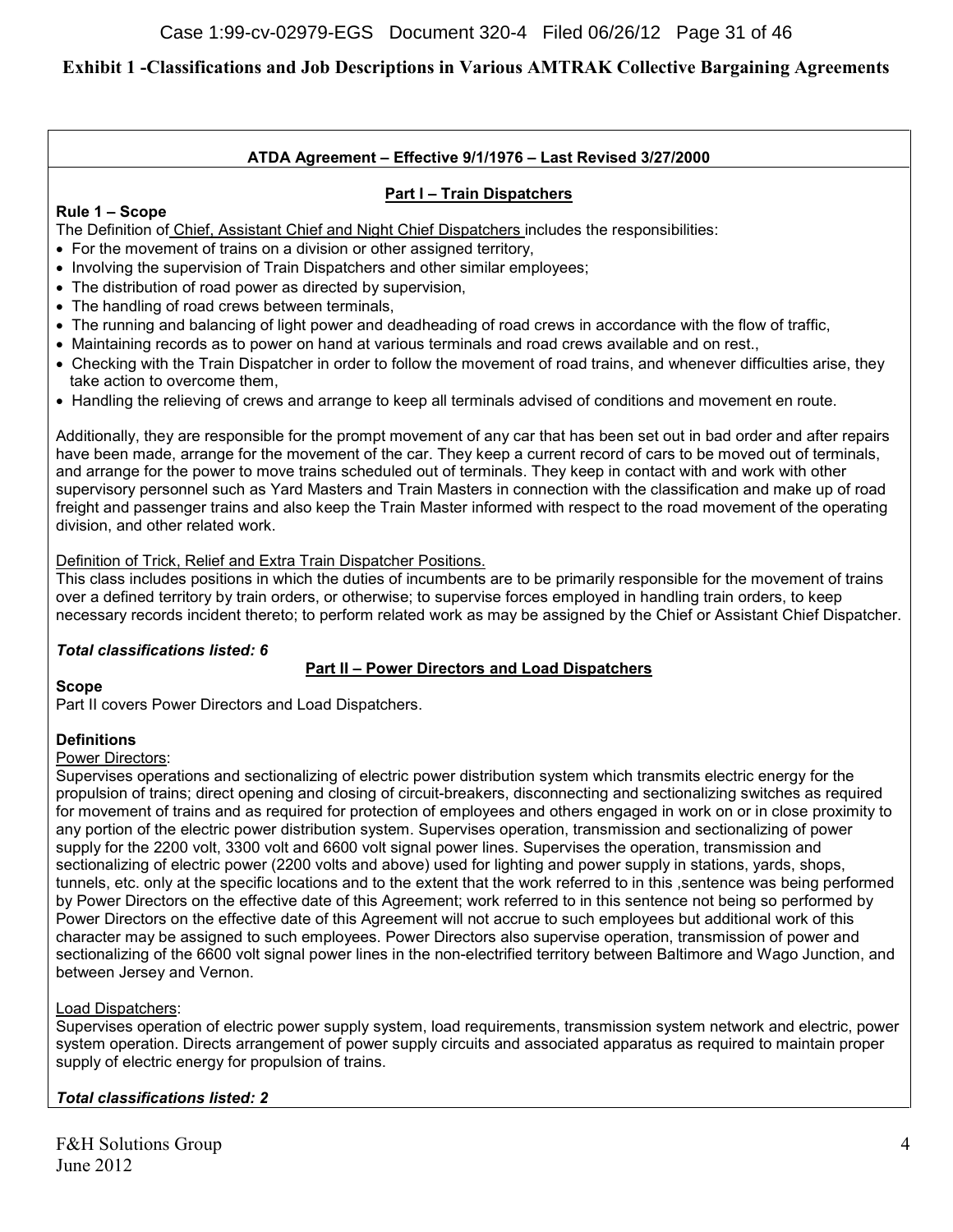## Exhibit 1 -Classifications and Job Descriptions in Various AMTRAK Collective Bargaining Agreements

**ATDA Agreement – Effective 9/1/1976 – Last Revised 3/27/2000**

**Part I – Train Dispatchers**

**Rule 1 – Scope**

The Definition of Chief, Assistant Chief and Night Chief Dispatchers includes the responsibilities:

- For the movement of trains on a division or other assigned territory,
- Involving the supervision of Train Dispatchers and other similar employees;
- The distribution of road power as directed by supervision,
- The handling of road crews between terminals,
- The running and balancing of light power and deadheading of road crews in accordance with the flow of traffic,
- Maintaining records as to power on hand at various terminals and road crews available and on rest.,
- Checking with the Train Dispatcher in order to follow the movement of road trains, and whenever difficulties arise, they take action to overcome them,
- Handling the relieving of crews and arrange to keep all terminals advised of conditions and movement en route.

Additionally, they are responsible for the prompt movement of any car that has been set out in bad order and after repairs have been made, arrange for the movement of the car. They keep a current record of cars to be moved out of terminals, and arrange for the power to move trains scheduled out of terminals. They keep in contact with and work with other supervisory personnel such as Yard Masters and Train Masters in connection with the classification and make up of road freight and passenger trains and also keep the Train Master informed with respect to the road movement of the operating division, and other related work.

Definition of Trick, Relief and Extra Train Dispatcher Positions.

This class includes positions in which the duties of incumbents are to be primarily responsible for the movement of trains over a defined territory by train orders, or otherwise; to supervise forces employed in handling train orders, to keep necessary records incident thereto; to perform related work as may be assigned by the Chief or Assistant Chief Dispatcher.

***Total classifications listed: 6***

**Part II – Power Directors and Load Dispatchers**

**Scope**

Part II covers Power Directors and Load Dispatchers.

**Definitions**

Power Directors:

Supervises operations and sectionalizing of electric power distribution system which transmits electric energy for the propulsion of trains; direct opening and closing of circuit-breakers, disconnecting and sectionalizing switches as required for movement of trains and as required for protection of employees and others engaged in work on or in close proximity to any portion of the electric power distribution system. Supervises operation, transmission and sectionalizing of power supply for the 2200 volt, 3300 volt and 6600 volt signal power lines. Supervises the operation, transmission and sectionalizing of electric power (2200 volts and above) used for lighting and power supply in stations, yards, shops, tunnels, etc. only at the specific locations and to the extent that the work referred to in this ,sentence was being performed by Power Directors on the effective date of this Agreement; work referred to in this sentence not being so performed by Power Directors on the effective date of this Agreement will not accrue to such employees but additional work of this character may be assigned to such employees. Power Directors also supervise operation, transmission of power and sectionalizing of the 6600 volt signal power lines in the non-electrified territory between Baltimore and Wago Junction, and between Jersey and Vernon.

Load Dispatchers:

Supervises operation of electric power supply system, load requirements, transmission system network and electric, power system operation. Directs arrangement of power supply circuits and associated apparatus as required to maintain proper supply of electric energy for propulsion of trains.

***Total classifications listed: 2***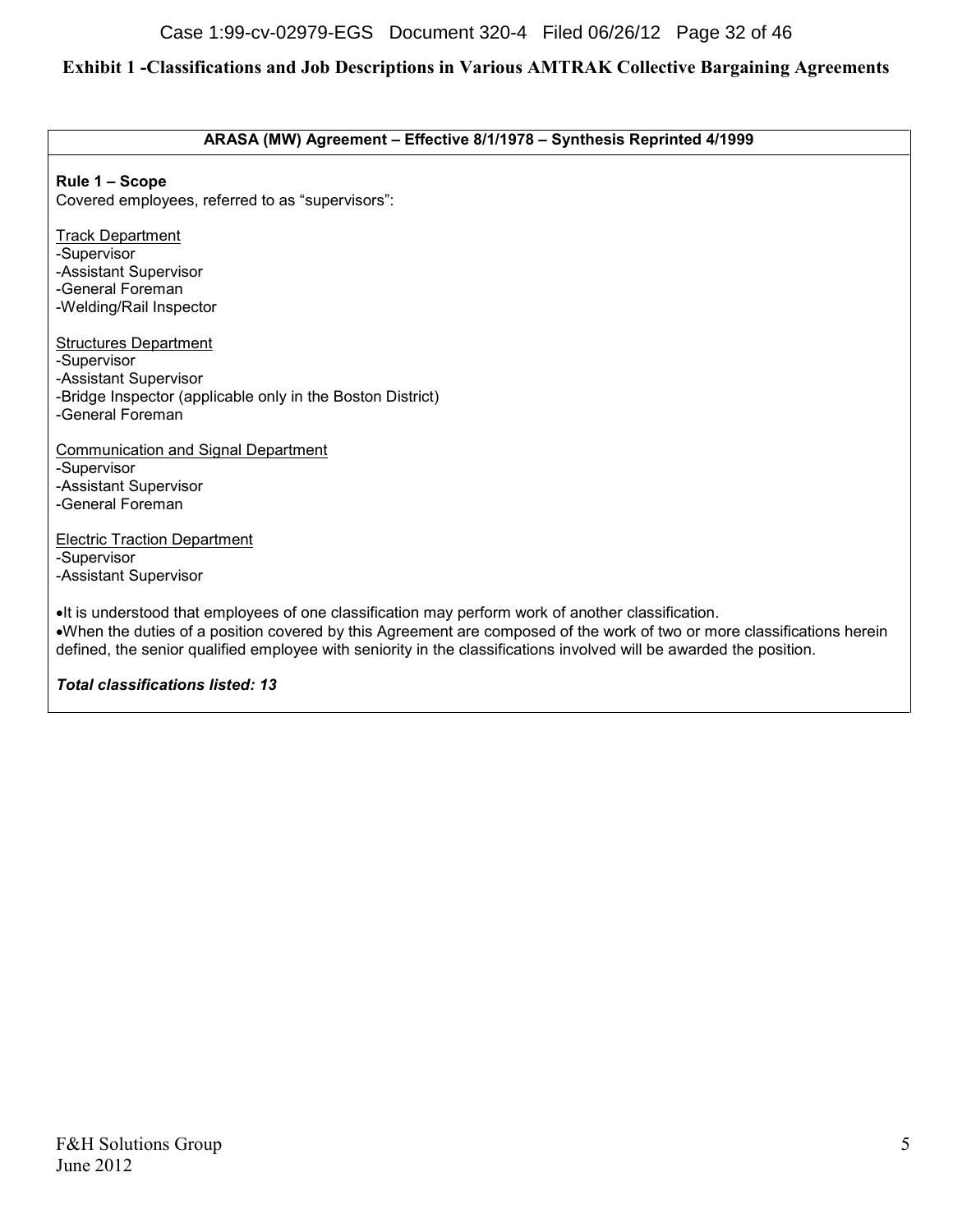## Exhibit 1 -Classifications and Job Descriptions in Various AMTRAK Collective Bargaining Agreements

### ARASA (MW) Agreement – Effective 8/1/1978 – Synthesis Reprinted 4/1999

**Rule 1 – Scope**

Covered employees, referred to as "supervisors":

Track Department
- Supervisor
- Assistant Supervisor
- General Foreman
- Welding/Rail Inspector

Structures Department
- Supervisor
- Assistant Supervisor
- Bridge Inspector (applicable only in the Boston District)
- General Foreman

Communication and Signal Department
- Supervisor
- Assistant Supervisor
- General Foreman

Electric Traction Department
- Supervisor
- Assistant Supervisor

- It is understood that employees of one classification may perform work of another classification.
- When the duties of a position covered by this Agreement are composed of the work of two or more classifications herein defined, the senior qualified employee with seniority in the classifications involved will be awarded the position.

***Total classifications listed: 13***

F&H Solutions Group
June 2012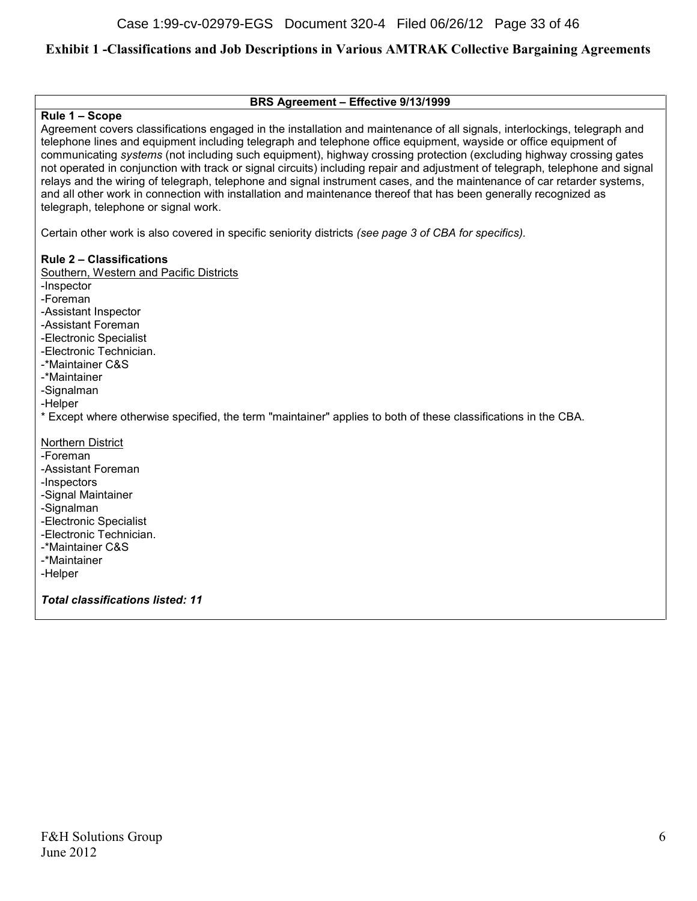## Exhibit 1 -Classifications and Job Descriptions in Various AMTRAK Collective Bargaining Agreements

### BRS Agreement – Effective 9/13/1999

**Rule 1 – Scope**

Agreement covers classifications engaged in the installation and maintenance of all signals, interlockings, telegraph and telephone lines and equipment including telegraph and telephone office equipment, wayside or office equipment of communicating *systems* (not including such equipment), highway crossing protection (excluding highway crossing gates not operated in conjunction with track or signal circuits) including repair and adjustment of telegraph, telephone and signal relays and the wiring of telegraph, telephone and signal instrument cases, and the maintenance of car retarder systems, and all other work in connection with installation and maintenance thereof that has been generally recognized as telegraph, telephone or signal work.

Certain other work is also covered in specific seniority districts *(see page 3 of CBA for specifics).*

**Rule 2 – Classifications**

<u>Southern, Western and Pacific Districts</u>

-Inspector
-Foreman
-Assistant Inspector
-Assistant Foreman
-Electronic Specialist
-Electronic Technician.
-*Maintainer C&S
-*Maintainer
-Signalman
-Helper

* Except where otherwise specified, the term "maintainer" applies to both of these classifications in the CBA.

<u>Northern District</u>

-Foreman
-Assistant Foreman
-Inspectors
-Signal Maintainer
-Signalman
-Electronic Specialist
-Electronic Technician.
-*Maintainer C&S
-*Maintainer
-Helper

***Total classifications listed: 11***

F&H Solutions Group
June 2012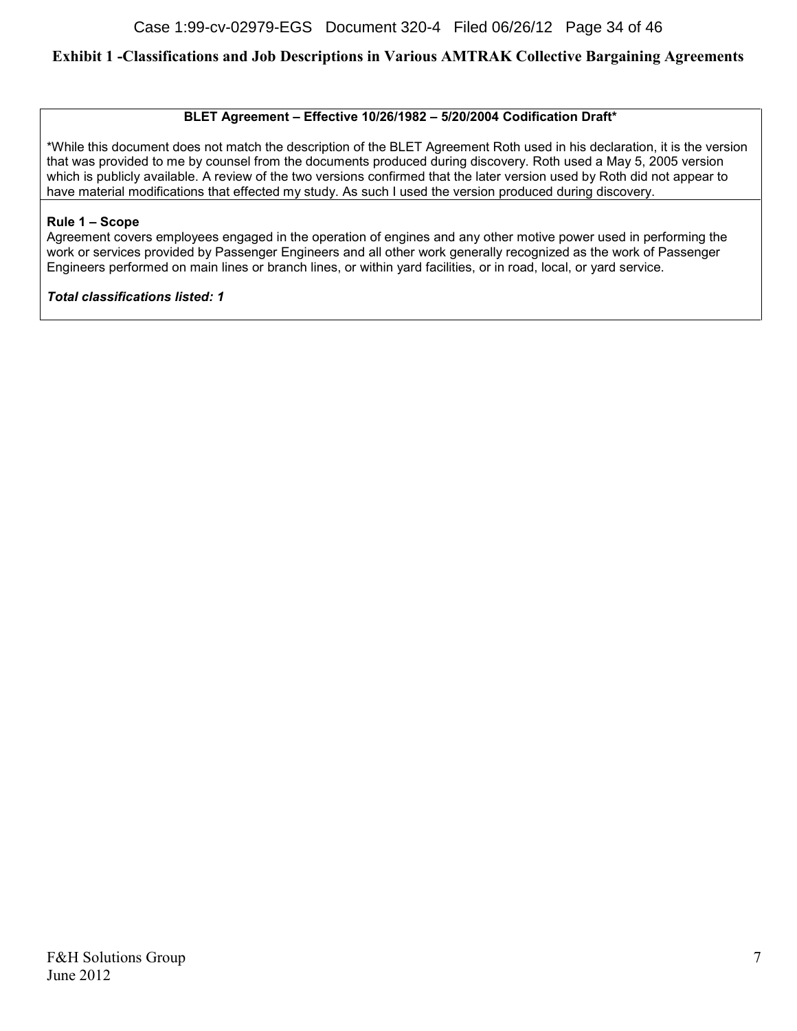# Exhibit 1 -Classifications and Job Descriptions in Various AMTRAK Collective Bargaining Agreements

**BLET Agreement – Effective 10/26/1982 – 5/20/2004 Codification Draft***

*While this document does not match the description of the BLET Agreement Roth used in his declaration, it is the version that was provided to me by counsel from the documents produced during discovery. Roth used a May 5, 2005 version which is publicly available. A review of the two versions confirmed that the later version used by Roth did not appear to have material modifications that effected my study. As such I used the version produced during discovery.

**Rule 1 – Scope**

Agreement covers employees engaged in the operation of engines and any other motive power used in performing the work or services provided by Passenger Engineers and all other work generally recognized as the work of Passenger Engineers performed on main lines or branch lines, or within yard facilities, or in road, local, or yard service.

***Total classifications listed: 1***

F&H Solutions Group
June 2012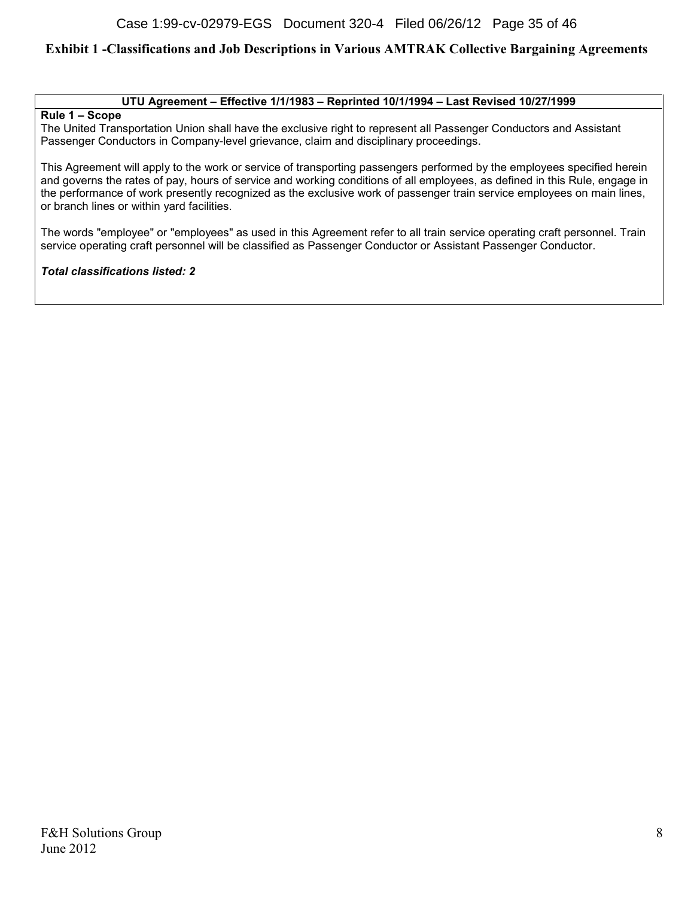## Exhibit 1 -Classifications and Job Descriptions in Various AMTRAK Collective Bargaining Agreements

**UTU Agreement – Effective 1/1/1983 – Reprinted 10/1/1994 – Last Revised 10/27/1999**

**Rule 1 – Scope**

The United Transportation Union shall have the exclusive right to represent all Passenger Conductors and Assistant Passenger Conductors in Company-level grievance, claim and disciplinary proceedings.

This Agreement will apply to the work or service of transporting passengers performed by the employees specified herein and governs the rates of pay, hours of service and working conditions of all employees, as defined in this Rule, engage in the performance of work presently recognized as the exclusive work of passenger train service employees on main lines, or branch lines or within yard facilities.

The words "employee" or "employees" as used in this Agreement refer to all train service operating craft personnel. Train service operating craft personnel will be classified as Passenger Conductor or Assistant Passenger Conductor.

***Total classifications listed: 2***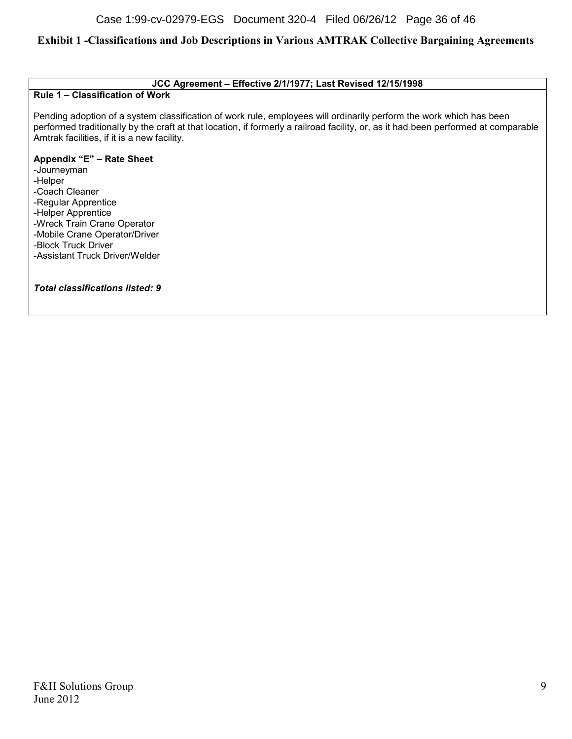## Exhibit 1 -Classifications and Job Descriptions in Various AMTRAK Collective Bargaining Agreements

**JCC Agreement – Effective 2/1/1977; Last Revised 12/15/1998**

**Rule 1 – Classification of Work**

Pending adoption of a system classification of work rule, employees will ordinarily perform the work which has been performed traditionally by the craft at that location, if formerly a railroad facility, or, as it had been performed at comparable Amtrak facilities, if it is a new facility.

**Appendix "E" – Rate Sheet**

-Journeyman
-Helper
-Coach Cleaner
-Regular Apprentice
-Helper Apprentice
-Wreck Train Crane Operator
-Mobile Crane Operator/Driver
-Block Truck Driver
-Assistant Truck Driver/Welder

***Total classifications listed: 9***

F&H Solutions Group
June 2012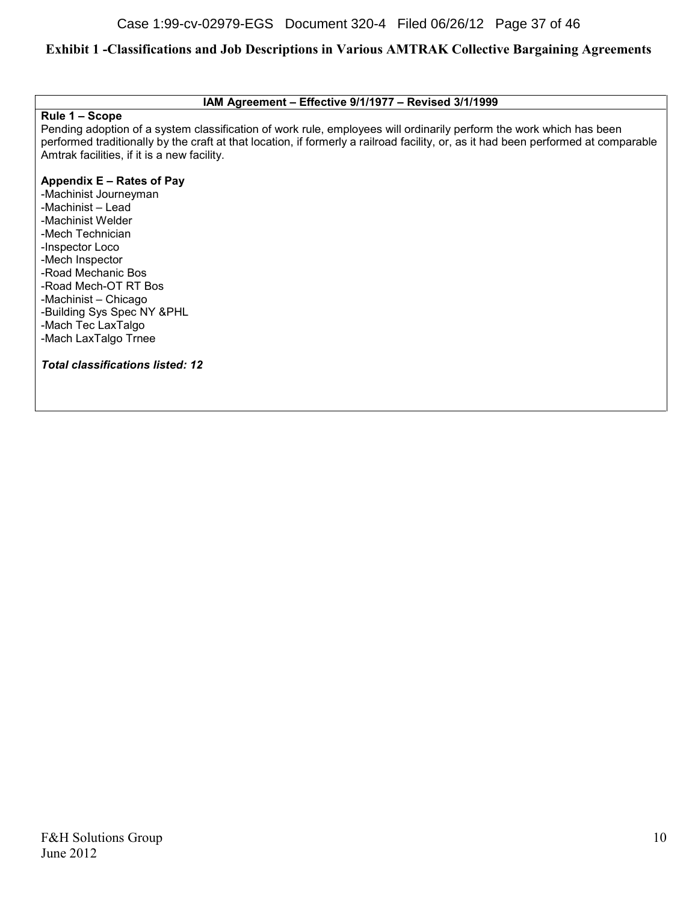**Exhibit 1 -Classifications and Job Descriptions in Various AMTRAK Collective Bargaining Agreements**

| IAM Agreement – Effective 9/1/1977 – Revised 3/1/1999 |
|---|
| **Rule 1 – Scope**<br>Pending adoption of a system classification of work rule, employees will ordinarily perform the work which has been performed traditionally by the craft at that location, if formerly a railroad facility, or, as it had been performed at comparable Amtrak facilities, if it is a new facility.<br><br>**Appendix E – Rates of Pay**<br>-Machinist Journeyman<br>-Machinist – Lead<br>-Machinist Welder<br>-Mech Technician<br>-Inspector Loco<br>-Mech Inspector<br>-Road Mechanic Bos<br>-Road Mech-OT RT Bos<br>-Machinist – Chicago<br>-Building Sys Spec NY &PHL<br>-Mach Tec LaxTalgo<br>-Mach LaxTalgo Trnee<br><br>***Total classifications listed: 12*** |

F&H Solutions Group
June 2012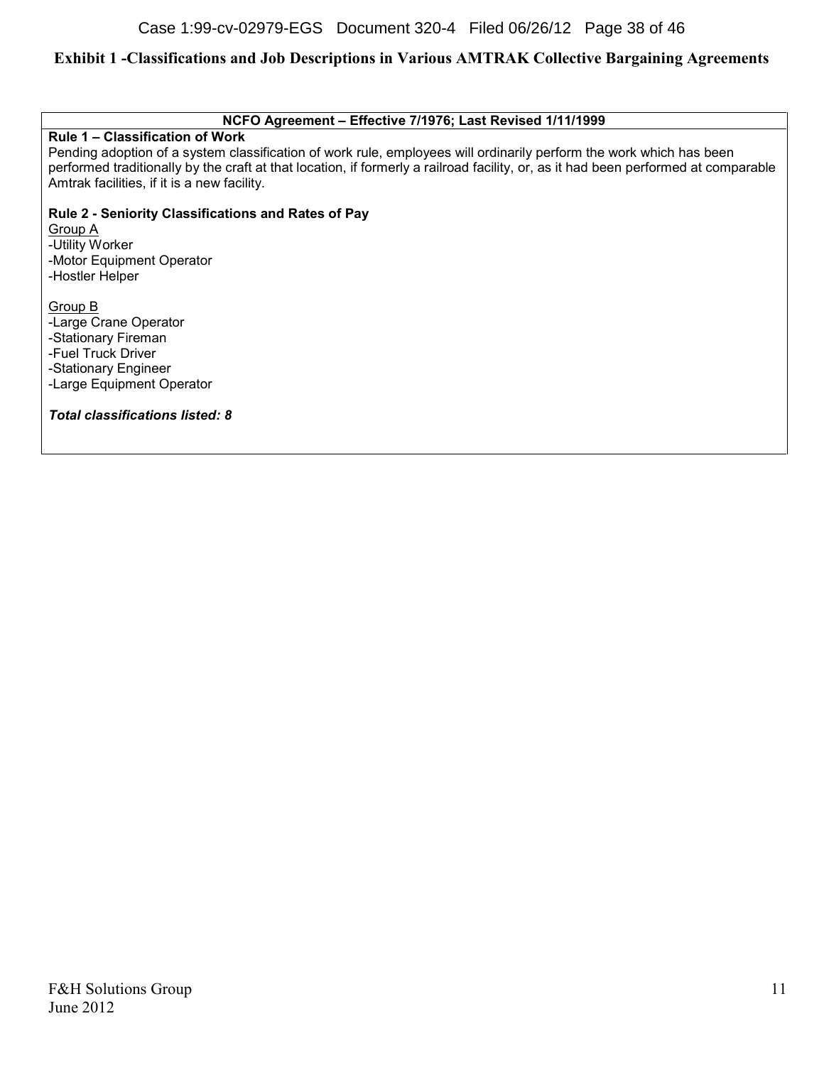# Exhibit 1 -Classifications and Job Descriptions in Various AMTRAK Collective Bargaining Agreements

**NCFO Agreement – Effective 7/1976; Last Revised 1/11/1999**

**Rule 1 – Classification of Work**

Pending adoption of a system classification of work rule, employees will ordinarily perform the work which has been performed traditionally by the craft at that location, if formerly a railroad facility, or, as it had been performed at comparable Amtrak facilities, if it is a new facility.

**Rule 2 - Seniority Classifications and Rates of Pay**

Group A

- Utility Worker
- Motor Equipment Operator
- Hostler Helper

Group B

- Large Crane Operator
- Stationary Fireman
- Fuel Truck Driver
- Stationary Engineer
- Large Equipment Operator

***Total classifications listed: 8***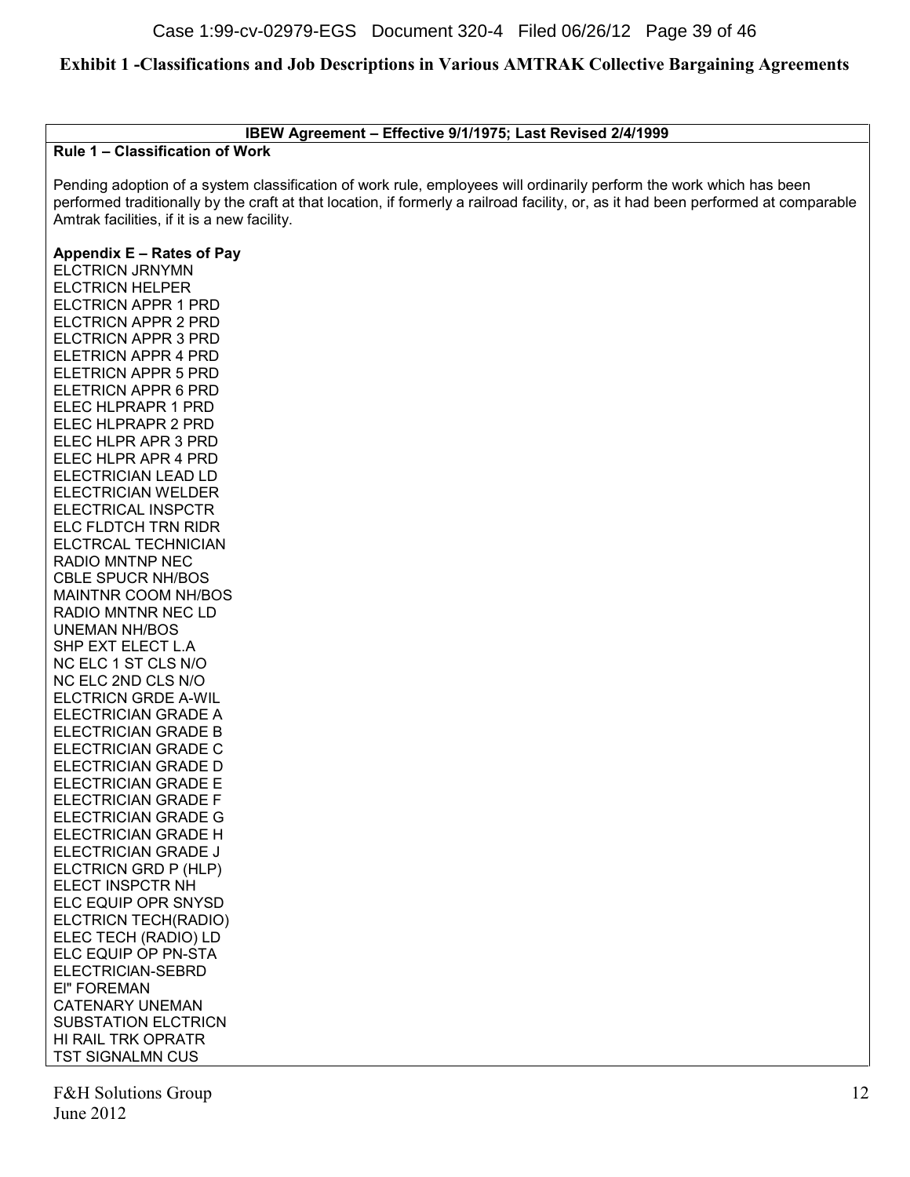## Exhibit 1 -Classifications and Job Descriptions in Various AMTRAK Collective Bargaining Agreements

**IBEW Agreement – Effective 9/1/1975; Last Revised 2/4/1999**

**Rule 1 – Classification of Work**

Pending adoption of a system classification of work rule, employees will ordinarily perform the work which has been performed traditionally by the craft at that location, if formerly a railroad facility, or, as it had been performed at comparable Amtrak facilities, if it is a new facility.

**Appendix E – Rates of Pay**

ELCTRICN JRNYMN
ELCTRICN HELPER
ELCTRICN APPR 1 PRD
ELCTRICN APPR 2 PRD
ELCTRICN APPR 3 PRD
ELETRICN APPR 4 PRD
ELETRICN APPR 5 PRD
ELETRICN APPR 6 PRD
ELEC HLPRAPR 1 PRD
ELEC HLPRAPR 2 PRD
ELEC HLPR APR 3 PRD
ELEC HLPR APR 4 PRD
ELECTRICIAN LEAD LD
ELECTRICIAN WELDER
ELECTRICAL INSPCTR
ELC FLDTCH TRN RIDR
ELCTRCAL TECHNICIAN
RADIO MNTNP NEC
CBLE SPUCR NH/BOS
MAINTNR COOM NH/BOS
RADIO MNTNR NEC LD
UNEMAN NH/BOS
SHP EXT ELECT L.A
NC ELC 1 ST CLS N/O
NC ELC 2ND CLS N/O
ELCTRICN GRDE A-WIL
ELECTRICIAN GRADE A
ELECTRICIAN GRADE B
ELECTRICIAN GRADE C
ELECTRICIAN GRADE D
ELECTRICIAN GRADE E
ELECTRICIAN GRADE F
ELECTRICIAN GRADE G
ELECTRICIAN GRADE H
ELECTRICIAN GRADE J
ELCTRICN GRD P (HLP)
ELECT INSPCTR NH
ELC EQUIP OPR SNYSD
ELCTRICN TECH(RADIO)
ELEC TECH (RADIO) LD
ELC EQUIP OP PN-STA
ELECTRICIAN-SEBRD
El" FOREMAN
CATENARY UNEMAN
SUBSTATION ELCTRICN
HI RAIL TRK OPRATR
TST SIGNALMN CUS

F&H Solutions Group
June 2012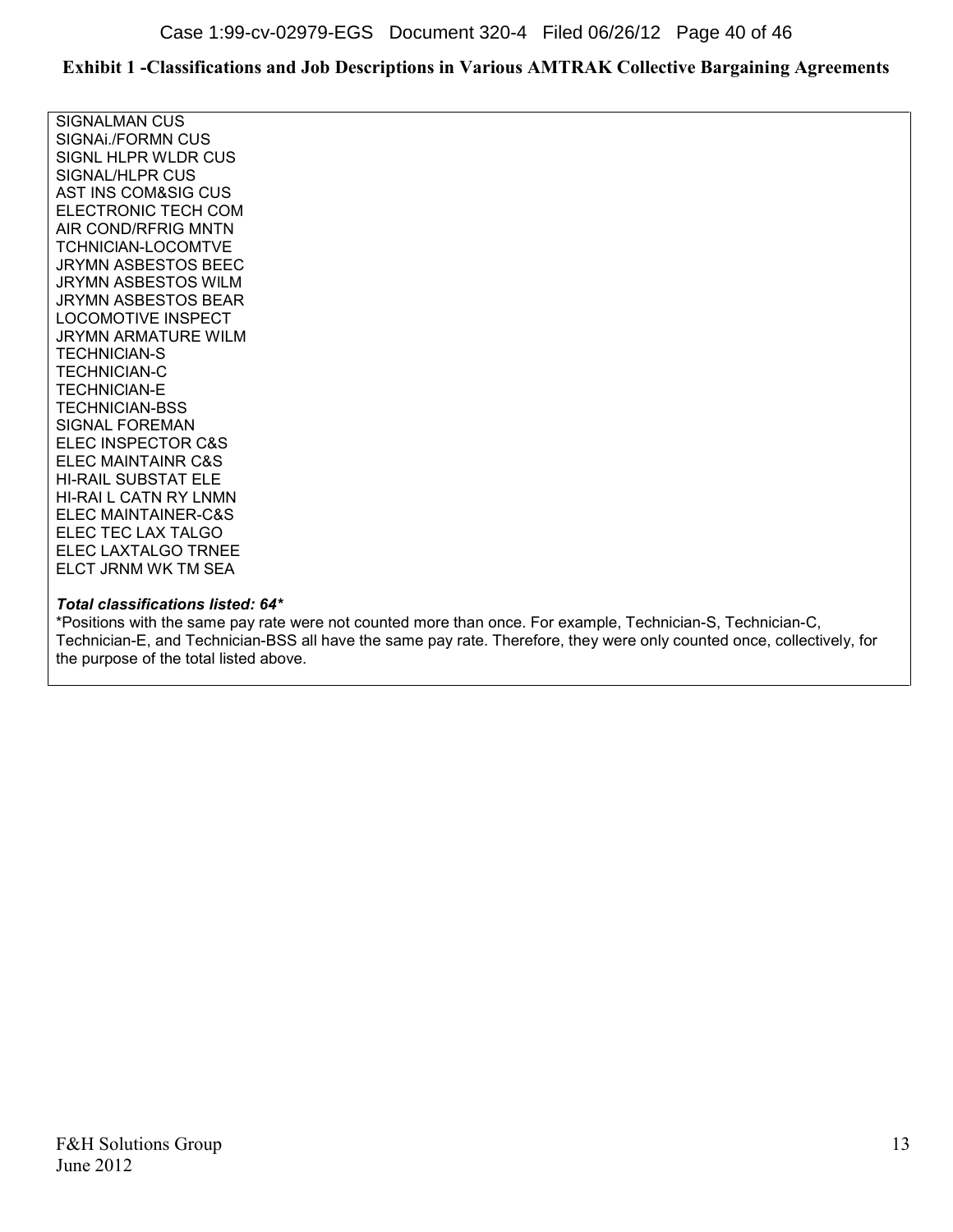**Exhibit 1 -Classifications and Job Descriptions in Various AMTRAK Collective Bargaining Agreements**

SIGNALMAN CUS
SIGNAi./FORMN CUS
SIGNL HLPR WLDR CUS
SIGNAL/HLPR CUS
AST INS COM&SIG CUS
ELECTRONIC TECH COM
AIR COND/RFRIG MNTN
TCHNICIAN-LOCOMTVE
JRYMN ASBESTOS BEEC
JRYMN ASBESTOS WILM
JRYMN ASBESTOS BEAR
LOCOMOTIVE INSPECT
JRYMN ARMATURE WILM
TECHNICIAN-S
TECHNICIAN-C
TECHNICIAN-E
TECHNICIAN-BSS
SIGNAL FOREMAN
ELEC INSPECTOR C&S
ELEC MAINTAINR C&S
HI-RAIL SUBSTAT ELE
HI-RAI L CATN RY LNMN
ELEC MAINTAINER-C&S
ELEC TEC LAX TALGO
ELEC LAXTALGO TRNEE
ELCT JRNM WK TM SEA

***Total classifications listed: 64****

*Positions with the same pay rate were not counted more than once. For example, Technician-S, Technician-C, Technician-E, and Technician-BSS all have the same pay rate. Therefore, they were only counted once, collectively, for the purpose of the total listed above.

F&H Solutions Group
June 2012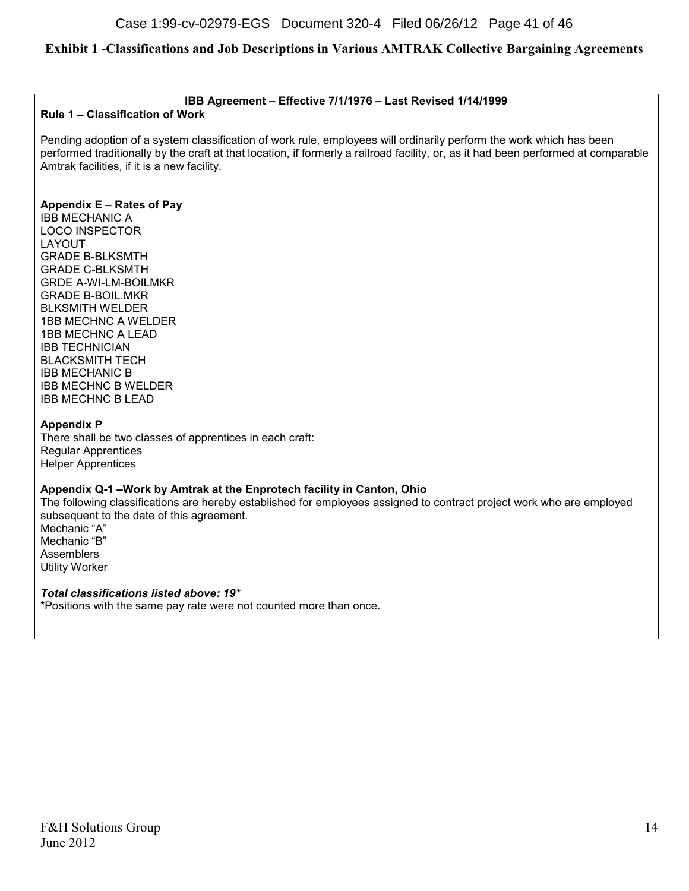## Exhibit 1 -Classifications and Job Descriptions in Various AMTRAK Collective Bargaining Agreements

**IBB Agreement – Effective 7/1/1976 – Last Revised 1/14/1999**

**Rule 1 – Classification of Work**

Pending adoption of a system classification of work rule, employees will ordinarily perform the work which has been performed traditionally by the craft at that location, if formerly a railroad facility, or, as it had been performed at comparable Amtrak facilities, if it is a new facility.

**Appendix E – Rates of Pay**

IBB MECHANIC A
LOCO INSPECTOR
LAYOUT
GRADE B-BLKSMTH
GRADE C-BLKSMTH
GRDE A-WI-LM-BOILMKR
GRADE B-BOIL.MKR
BLKSMITH WELDER
1BB MECHNC A WELDER
1BB MECHNC A LEAD
IBB TECHNICIAN
BLACKSMITH TECH
IBB MECHANIC B
IBB MECHNC B WELDER
IBB MECHNC B LEAD

**Appendix P**

There shall be two classes of apprentices in each craft:
Regular Apprentices
Helper Apprentices

**Appendix Q-1 –Work by Amtrak at the Enprotech facility in Canton, Ohio**

The following classifications are hereby established for employees assigned to contract project work who are employed subsequent to the date of this agreement.
Mechanic "A"
Mechanic "B"
Assemblers
Utility Worker

***Total classifications listed above: 19****

*Positions with the same pay rate were not counted more than once.

F&H Solutions Group
June 2012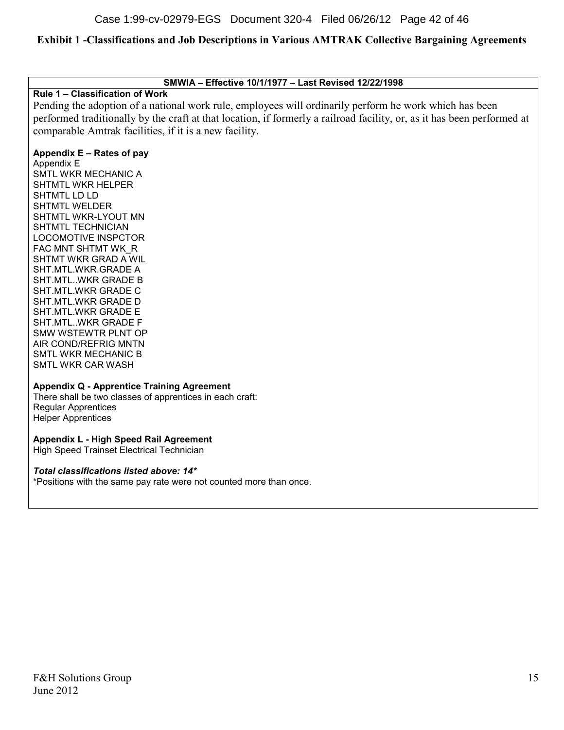# Exhibit 1 -Classifications and Job Descriptions in Various AMTRAK Collective Bargaining Agreements

**SMWIA – Effective 10/1/1977 – Last Revised 12/22/1998**

**Rule 1 – Classification of Work**

Pending the adoption of a national work rule, employees will ordinarily perform he work which has been performed traditionally by the craft at that location, if formerly a railroad facility, or, as it has been performed at comparable Amtrak facilities, if it is a new facility.

**Appendix E – Rates of pay**

Appendix E
SMTL WKR MECHANIC A
SHTMTL WKR HELPER
SHTMTL LD LD
SHTMTL WELDER
SHTMTL WKR-LYOUT MN
SHTMTL TECHNICIAN
LOCOMOTIVE INSPCTOR
FAC MNT SHTMT WK_R
SHTMT WKR GRAD A WIL
SHT.MTL.WKR.GRADE A
SHT.MTL..WKR GRADE B
SHT.MTL.WKR GRADE C
SHT.MTL.WKR GRADE D
SHT.MTL.WKR GRADE E
SHT.MTL..WKR GRADE F
SMW WSTEWTR PLNT OP
AIR COND/REFRIG MNTN
SMTL WKR MECHANIC B
SMTL WKR CAR WASH

**Appendix Q - Apprentice Training Agreement**

There shall be two classes of apprentices in each craft:
Regular Apprentices
Helper Apprentices

**Appendix L - High Speed Rail Agreement**

High Speed Trainset Electrical Technician

***Total classifications listed above: 14****

*Positions with the same pay rate were not counted more than once.

F&H Solutions Group
June 2012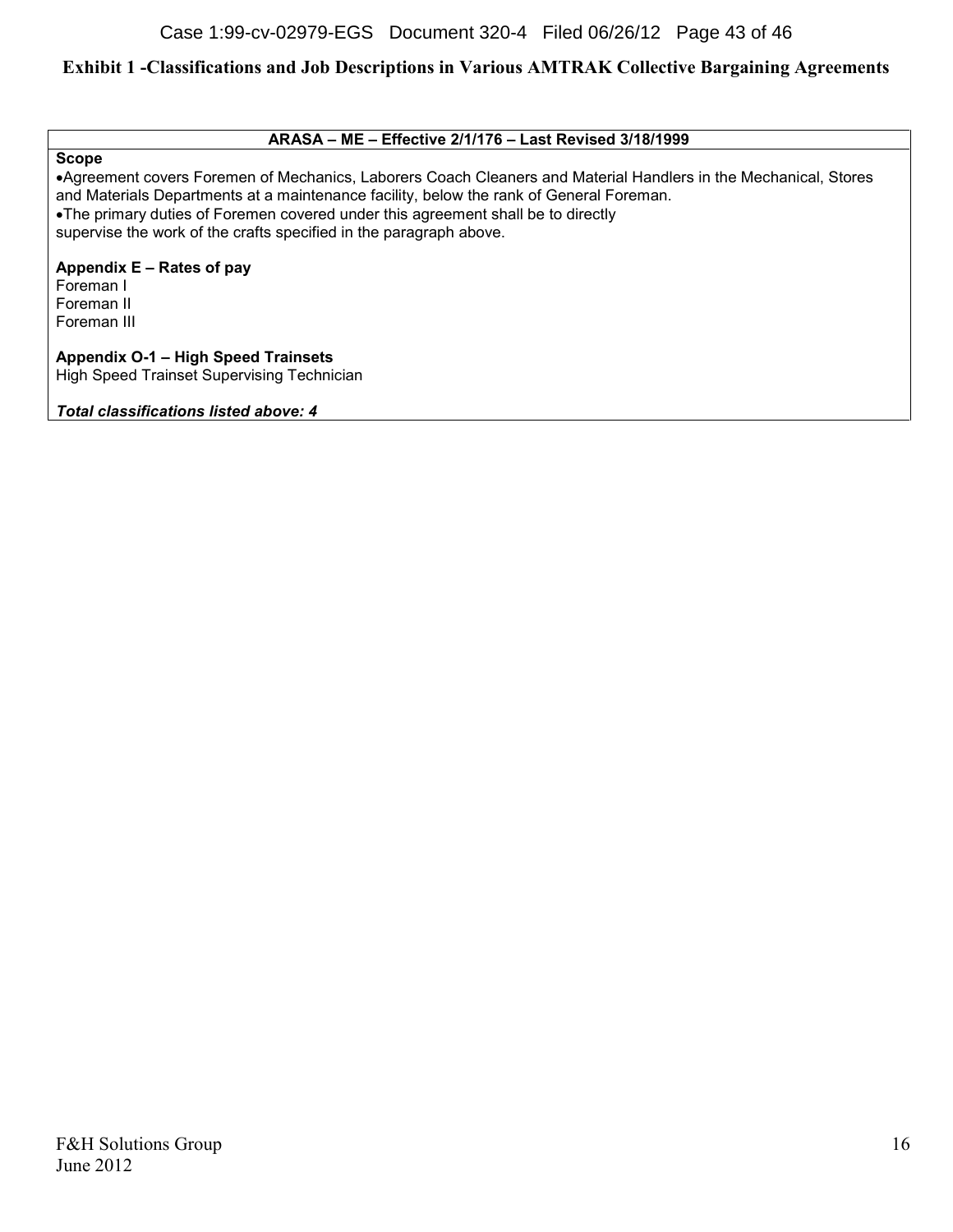## Exhibit 1 -Classifications and Job Descriptions in Various AMTRAK Collective Bargaining Agreements

**ARASA – ME – Effective 2/1/176 – Last Revised 3/18/1999**

**Scope**

- Agreement covers Foremen of Mechanics, Laborers Coach Cleaners and Material Handlers in the Mechanical, Stores and Materials Departments at a maintenance facility, below the rank of General Foreman.
- The primary duties of Foremen covered under this agreement shall be to directly supervise the work of the crafts specified in the paragraph above.

**Appendix E – Rates of pay**

Foreman I
Foreman II
Foreman III

**Appendix O-1 – High Speed Trainsets**

High Speed Trainset Supervising Technician

***Total classifications listed above: 4***

F&H Solutions Group
June 2012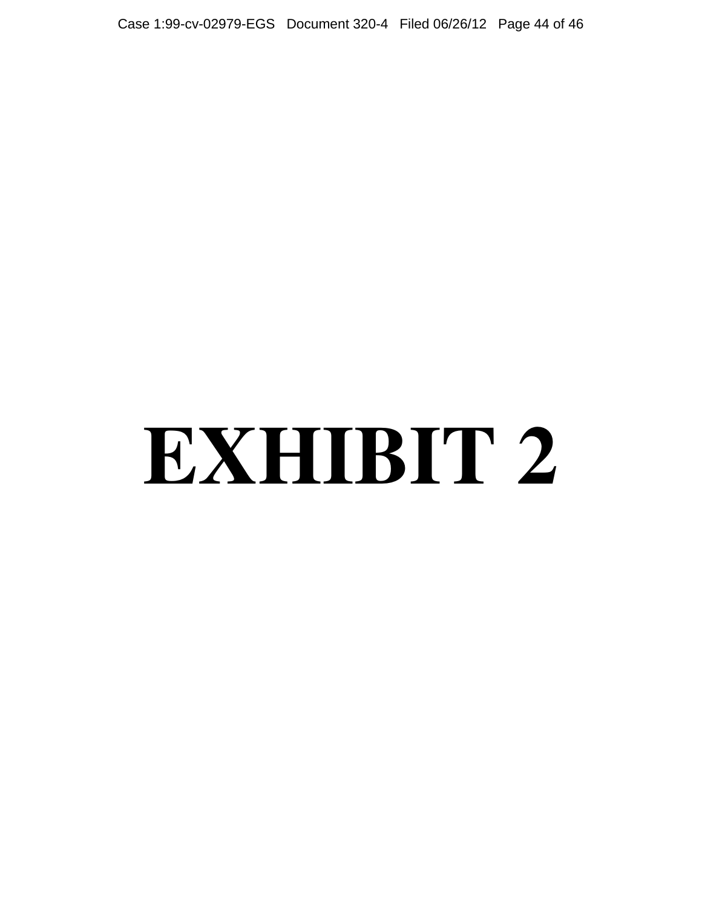# EXHIBIT 2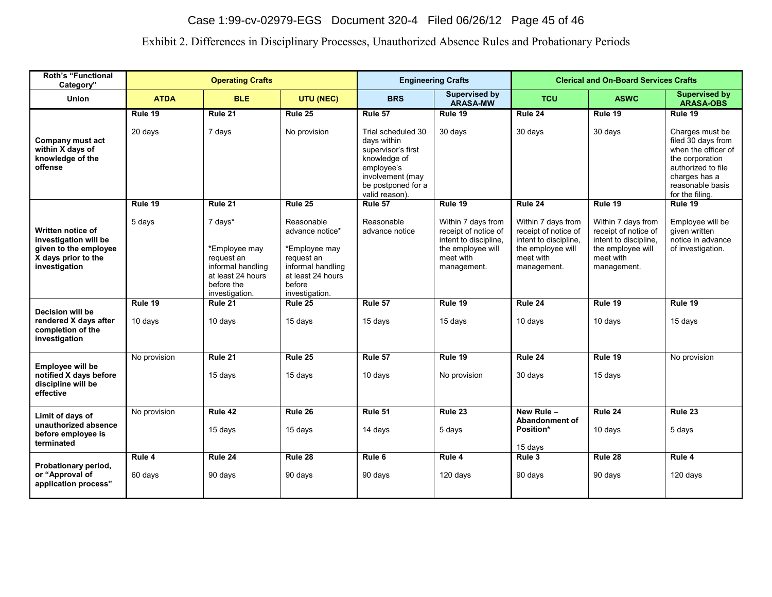Exhibit 2. Differences in Disciplinary Processes, Unauthorized Absence Rules and Probationary Periods

| Roth's "Functional Category" | Operating Crafts | | | Engineering Crafts | | Clerical and On-Board Services Crafts | | |
|---|---|---|---|---|---|---|---|---|
| **Union** | **ATDA** | **BLE** | **UTU (NEC)** | **BRS** | **Supervised by ARASA-MW** | **TCU** | **ASWC** | **Supervised by ARASA-OBS** |
| **Company must act within X days of knowledge of the offense** | **Rule 19**<br><br>20 days | **Rule 21**<br><br>7 days | **Rule 25**<br><br>No provision | **Rule 57**<br><br>Trial scheduled 30 days within supervisor's first knowledge of employee's involvement (may be postponed for a valid reason). | **Rule 19**<br><br>30 days | **Rule 24**<br><br>30 days | **Rule 19**<br><br>30 days | **Rule 19**<br><br>Charges must be filed 30 days from when the officer of the corporation authorized to file charges has a reasonable basis for the filing. |
| **Written notice of investigation will be given to the employee X days prior to the investigation** | **Rule 19**<br><br>5 days | **Rule 21**<br><br>7 days*<br><br>*Employee may request an informal handling at least 24 hours before the investigation. | **Rule 25**<br><br>Reasonable advance notice*<br><br>*Employee may request an informal handling at least 24 hours before investigation. | **Rule 57**<br><br>Reasonable advance notice | **Rule 19**<br><br>Within 7 days from receipt of notice of intent to discipline, the employee will meet with management. | **Rule 24**<br><br>Within 7 days from receipt of notice of intent to discipline, the employee will meet with management. | **Rule 19**<br><br>Within 7 days from receipt of notice of intent to discipline, the employee will meet with management. | **Rule 19**<br><br>Employee will be given written notice in advance of investigation. |
| **Decision will be rendered X days after completion of the investigation** | **Rule 19**<br><br>10 days | **Rule 21**<br><br>10 days | **Rule 25**<br><br>15 days | **Rule 57**<br><br>15 days | **Rule 19**<br><br>15 days | **Rule 24**<br><br>10 days | **Rule 19**<br><br>10 days | **Rule 19**<br><br>15 days |
| **Employee will be notified X days before discipline will be effective** | No provision | **Rule 21**<br><br>15 days | **Rule 25**<br><br>15 days | **Rule 57**<br><br>10 days | **Rule 19**<br><br>No provision | **Rule 24**<br><br>30 days | **Rule 19**<br><br>15 days | No provision |
| **Limit of days of unauthorized absence before employee is terminated** | No provision | **Rule 42**<br><br>15 days | **Rule 26**<br><br>15 days | **Rule 51**<br><br>14 days | **Rule 23**<br><br>5 days | **New Rule – Abandonment of Position***<br><br>15 days | **Rule 24**<br><br>10 days | **Rule 23**<br><br>5 days |
| **Probationary period, or "Approval of application process"** | **Rule 4**<br><br>60 days | **Rule 24**<br><br>90 days | **Rule 28**<br><br>90 days | **Rule 6**<br><br>90 days | **Rule 4**<br><br>120 days | **Rule 3**<br><br>90 days | **Rule 28**<br><br>90 days | **Rule 4**<br><br>120 days |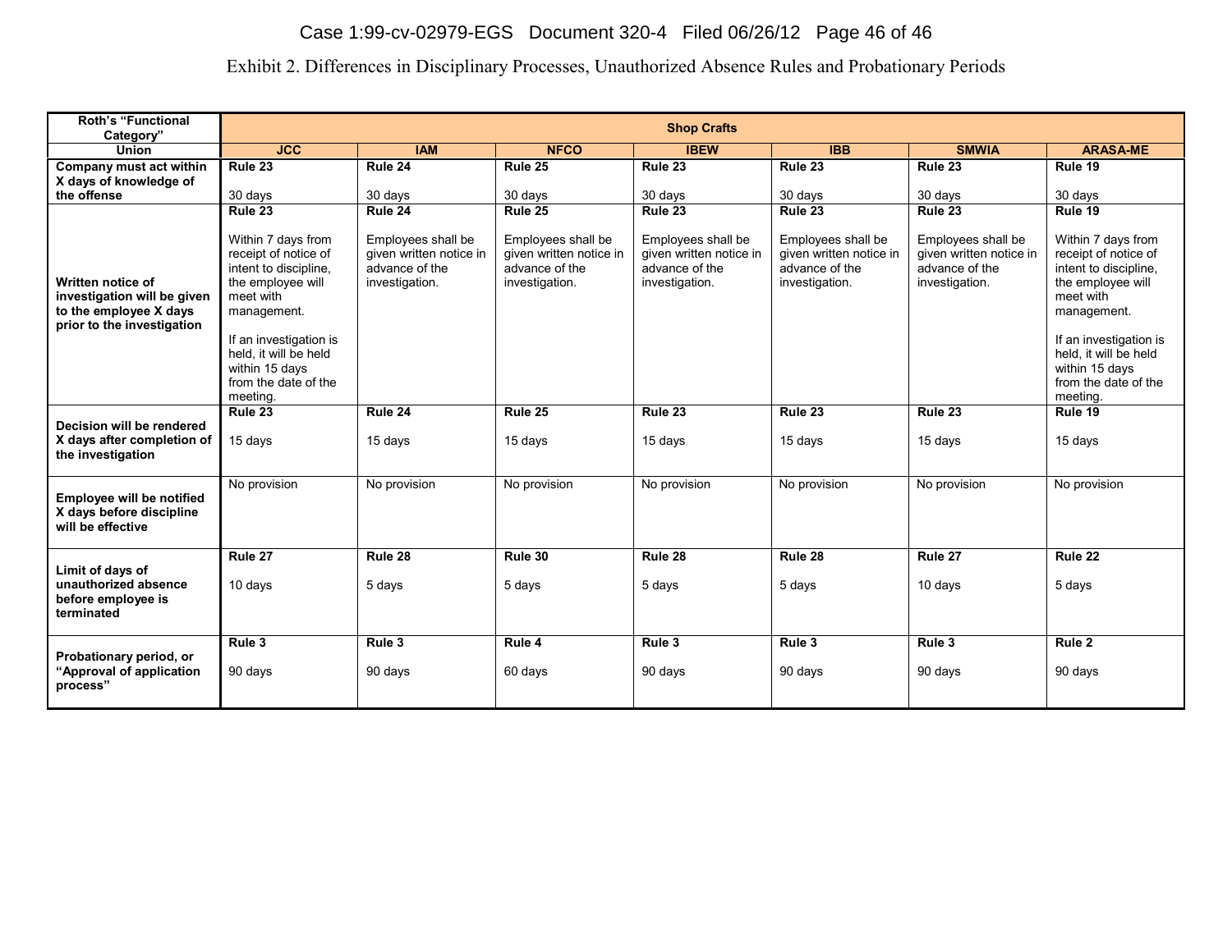Exhibit 2. Differences in Disciplinary Processes, Unauthorized Absence Rules and Probationary Periods

| Roth's "Functional Category" | Shop Crafts | | | | | | |
|---|---|---|---|---|---|---|---|
| **Union** | **JCC** | **IAM** | **NFCO** | **IBEW** | **IBB** | **SMWIA** | **ARASA-ME** |
| **Company must act within X days of knowledge of the offense** | **Rule 23**<br><br>30 days | **Rule 24**<br><br>30 days | **Rule 25**<br><br>30 days | **Rule 23**<br><br>30 days | **Rule 23**<br><br>30 days | **Rule 23**<br><br>30 days | **Rule 19**<br><br>30 days |
| **Written notice of investigation will be given to the employee X days prior to the investigation** | **Rule 23**<br><br>Within 7 days from receipt of notice of intent to discipline, the employee will meet with management.<br><br>If an investigation is held, it will be held within 15 days from the date of the meeting. | **Rule 24**<br><br>Employees shall be given written notice in advance of the investigation. | **Rule 25**<br><br>Employees shall be given written notice in advance of the investigation. | **Rule 23**<br><br>Employees shall be given written notice in advance of the investigation. | **Rule 23**<br><br>Employees shall be given written notice in advance of the investigation. | **Rule 23**<br><br>Employees shall be given written notice in advance of the investigation. | **Rule 19**<br><br>Within 7 days from receipt of notice of intent to discipline, the employee will meet with management.<br><br>If an investigation is held, it will be held within 15 days from the date of the meeting. |
| **Decision will be rendered X days after completion of the investigation** | **Rule 23**<br><br>15 days | **Rule 24**<br><br>15 days | **Rule 25**<br><br>15 days | **Rule 23**<br><br>15 days | **Rule 23**<br><br>15 days | **Rule 23**<br><br>15 days | **Rule 19**<br><br>15 days |
| **Employee will be notified X days before discipline will be effective** | No provision | No provision | No provision | No provision | No provision | No provision | No provision |
| **Limit of days of unauthorized absence before employee is terminated** | **Rule 27**<br><br>10 days | **Rule 28**<br><br>5 days | **Rule 30**<br><br>5 days | **Rule 28**<br><br>5 days | **Rule 28**<br><br>5 days | **Rule 27**<br><br>10 days | **Rule 22**<br><br>5 days |
| **Probationary period, or "Approval of application process"** | **Rule 3**<br><br>90 days | **Rule 3**<br><br>90 days | **Rule 4**<br><br>60 days | **Rule 3**<br><br>90 days | **Rule 3**<br><br>90 days | **Rule 3**<br><br>90 days | **Rule 2**<br><br>90 days |